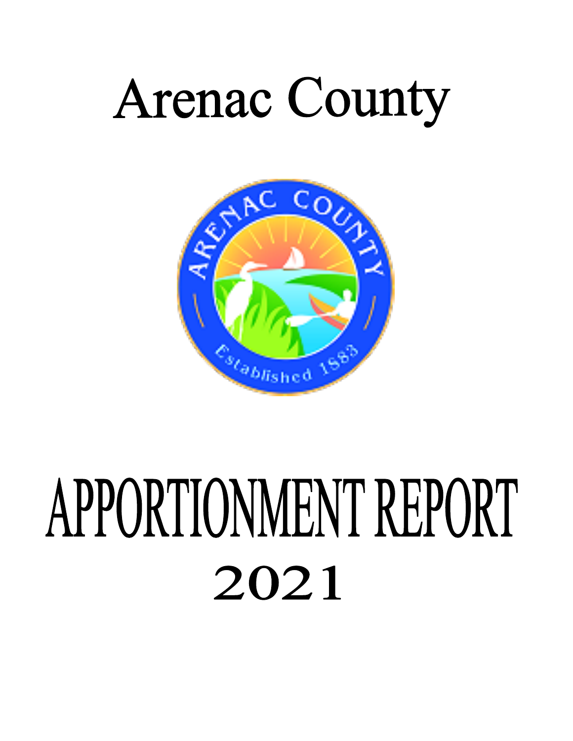# Arenac County

ARENAC COUNTY

Established 1883

# APPORTIONMENT REPORT 2021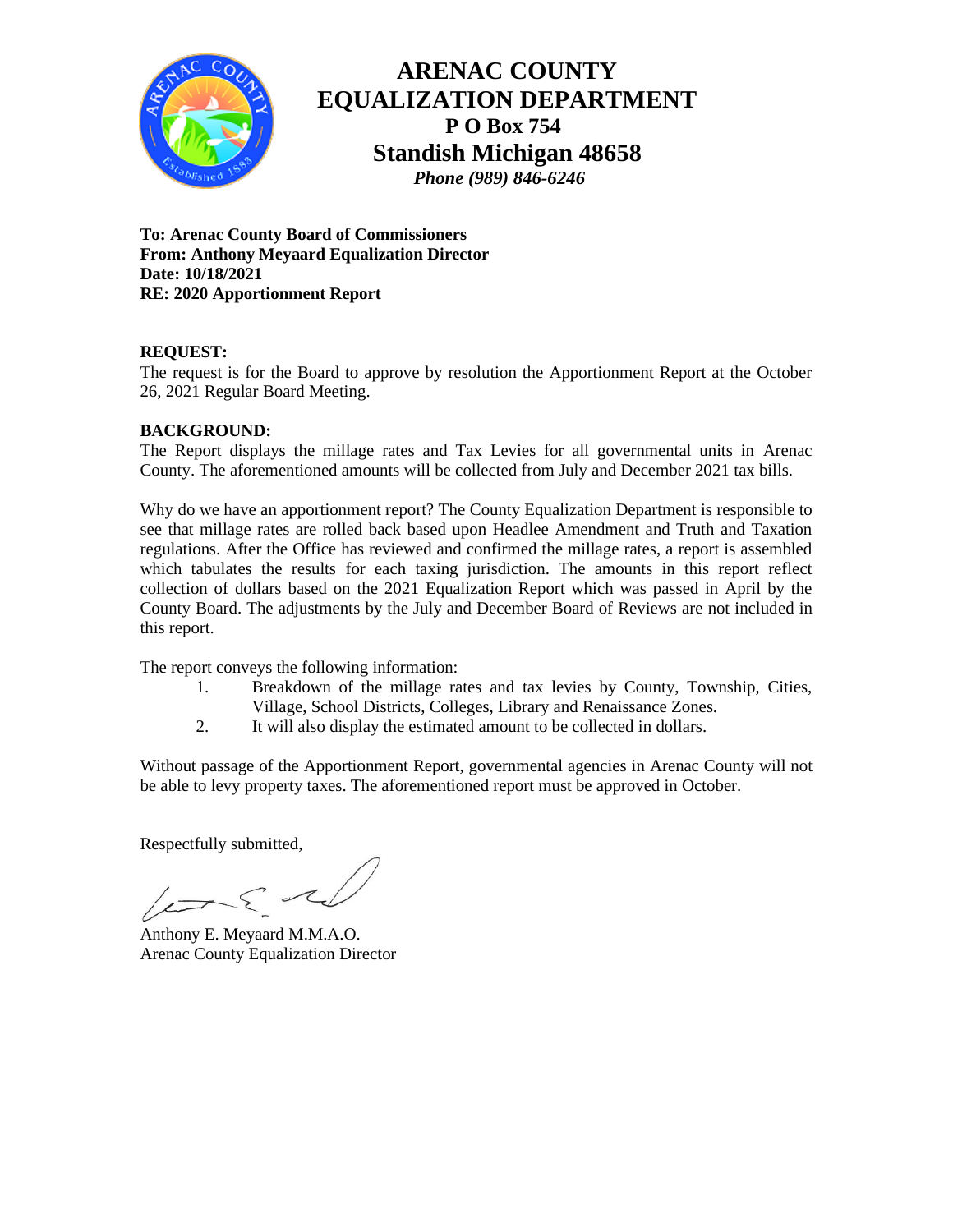# ARENAC COUNTY EQUALIZATION DEPARTMENT

**P O Box 754**
**Standish Michigan 48658**
***Phone (989) 846-6246***

**To: Arenac County Board of Commissioners**
**From: Anthony Meyaard Equalization Director**
**Date: 10/18/2021**
**RE: 2020 Apportionment Report**

**REQUEST:**
The request is for the Board to approve by resolution the Apportionment Report at the October 26, 2021 Regular Board Meeting.

**BACKGROUND:**
The Report displays the millage rates and Tax Levies for all governmental units in Arenac County. The aforementioned amounts will be collected from July and December 2021 tax bills.

Why do we have an apportionment report? The County Equalization Department is responsible to see that millage rates are rolled back based upon Headlee Amendment and Truth and Taxation regulations. After the Office has reviewed and confirmed the millage rates, a report is assembled which tabulates the results for each taxing jurisdiction. The amounts in this report reflect collection of dollars based on the 2021 Equalization Report which was passed in April by the County Board. The adjustments by the July and December Board of Reviews are not included in this report.

The report conveys the following information:

1. Breakdown of the millage rates and tax levies by County, Township, Cities, Village, School Districts, Colleges, Library and Renaissance Zones.
2. It will also display the estimated amount to be collected in dollars.

Without passage of the Apportionment Report, governmental agencies in Arenac County will not be able to levy property taxes. The aforementioned report must be approved in October.

Respectfully submitted,

Anthony E. Meyaard M.M.A.O.
Arenac County Equalization Director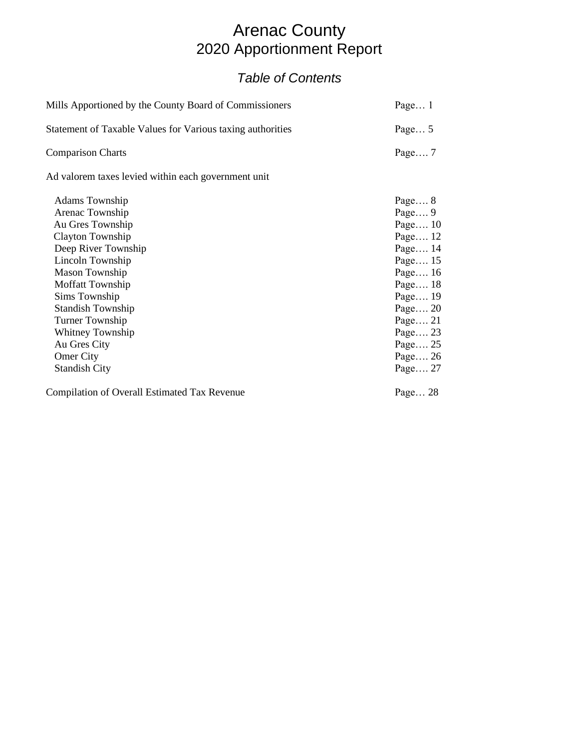# Arenac County
# 2020 Apportionment Report

## *Table of Contents*

| | |
|---|---|
| Mills Apportioned by the County Board of Commissioners | Page… 1 |
| Statement of Taxable Values for Various taxing authorities | Page… 5 |
| Comparison Charts | Page…. 7 |
| Ad valorem taxes levied within each government unit | |
| Adams Township | Page…. 8 |
| Arenac Township | Page…. 9 |
| Au Gres Township | Page…. 10 |
| Clayton Township | Page…. 12 |
| Deep River Township | Page…. 14 |
| Lincoln Township | Page…. 15 |
| Mason Township | Page…. 16 |
| Moffatt Township | Page…. 18 |
| Sims Township | Page…. 19 |
| Standish Township | Page…. 20 |
| Turner Township | Page…. 21 |
| Whitney Township | Page…. 23 |
| Au Gres City | Page…. 25 |
| Omer City | Page…. 26 |
| Standish City | Page…. 27 |
| Compilation of Overall Estimated Tax Revenue | Page… 28 |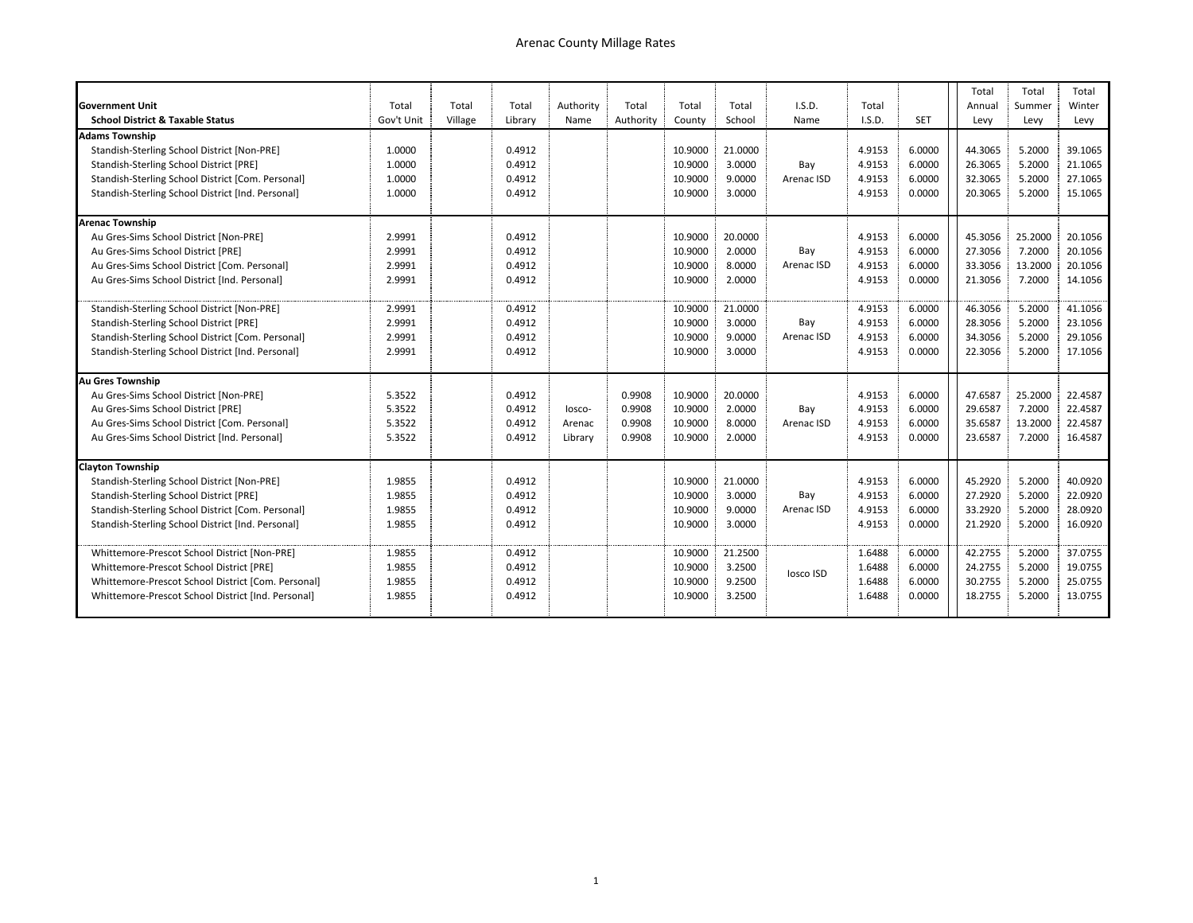# Arenac County Millage Rates

| Government Unit / School District & Taxable Status | Total Gov't Unit | Total Village | Total Library | Authority Name | Total Authority | Total County | Total School | I.S.D. Name | Total I.S.D. | SET | Total Annual Levy | Total Summer Levy | Total Winter Levy |
|---|---|---|---|---|---|---|---|---|---|---|---|---|---|
| **Adams Township** | | | | | | | | | | | | | |
| Standish-Sterling School District [Non-PRE] | 1.0000 | | 0.4912 | | | 10.9000 | 21.0000 | Bay Arenac ISD | 4.9153 | 6.0000 | 44.3065 | 5.2000 | 39.1065 |
| Standish-Sterling School District [PRE] | 1.0000 | | 0.4912 | | | 10.9000 | 3.0000 | Bay Arenac ISD | 4.9153 | 6.0000 | 26.3065 | 5.2000 | 21.1065 |
| Standish-Sterling School District [Com. Personal] | 1.0000 | | 0.4912 | | | 10.9000 | 9.0000 | Bay Arenac ISD | 4.9153 | 6.0000 | 32.3065 | 5.2000 | 27.1065 |
| Standish-Sterling School District [Ind. Personal] | 1.0000 | | 0.4912 | | | 10.9000 | 3.0000 | Bay Arenac ISD | 4.9153 | 0.0000 | 20.3065 | 5.2000 | 15.1065 |
| **Arenac Township** | | | | | | | | | | | | | |
| Au Gres-Sims School District [Non-PRE] | 2.9991 | | 0.4912 | | | 10.9000 | 20.0000 | Bay Arenac ISD | 4.9153 | 6.0000 | 45.3056 | 25.2000 | 20.1056 |
| Au Gres-Sims School District [PRE] | 2.9991 | | 0.4912 | | | 10.9000 | 2.0000 | Bay Arenac ISD | 4.9153 | 6.0000 | 27.3056 | 7.2000 | 20.1056 |
| Au Gres-Sims School District [Com. Personal] | 2.9991 | | 0.4912 | | | 10.9000 | 8.0000 | Bay Arenac ISD | 4.9153 | 6.0000 | 33.3056 | 13.2000 | 20.1056 |
| Au Gres-Sims School District [Ind. Personal] | 2.9991 | | 0.4912 | | | 10.9000 | 2.0000 | Bay Arenac ISD | 4.9153 | 0.0000 | 21.3056 | 7.2000 | 14.1056 |
| Standish-Sterling School District [Non-PRE] | 2.9991 | | 0.4912 | | | 10.9000 | 21.0000 | Bay Arenac ISD | 4.9153 | 6.0000 | 46.3056 | 5.2000 | 41.1056 |
| Standish-Sterling School District [PRE] | 2.9991 | | 0.4912 | | | 10.9000 | 3.0000 | Bay Arenac ISD | 4.9153 | 6.0000 | 28.3056 | 5.2000 | 23.1056 |
| Standish-Sterling School District [Com. Personal] | 2.9991 | | 0.4912 | | | 10.9000 | 9.0000 | Bay Arenac ISD | 4.9153 | 6.0000 | 34.3056 | 5.2000 | 29.1056 |
| Standish-Sterling School District [Ind. Personal] | 2.9991 | | 0.4912 | | | 10.9000 | 3.0000 | Bay Arenac ISD | 4.9153 | 0.0000 | 22.3056 | 5.2000 | 17.1056 |
| **Au Gres Township** | | | | | | | | | | | | | |
| Au Gres-Sims School District [Non-PRE] | 5.3522 | | 0.4912 | Iosco-Arenac Library | 0.9908 | 10.9000 | 20.0000 | Bay Arenac ISD | 4.9153 | 6.0000 | 47.6587 | 25.2000 | 22.4587 |
| Au Gres-Sims School District [PRE] | 5.3522 | | 0.4912 | Iosco-Arenac Library | 0.9908 | 10.9000 | 2.0000 | Bay Arenac ISD | 4.9153 | 6.0000 | 29.6587 | 7.2000 | 22.4587 |
| Au Gres-Sims School District [Com. Personal] | 5.3522 | | 0.4912 | Iosco-Arenac Library | 0.9908 | 10.9000 | 8.0000 | Bay Arenac ISD | 4.9153 | 6.0000 | 35.6587 | 13.2000 | 22.4587 |
| Au Gres-Sims School District [Ind. Personal] | 5.3522 | | 0.4912 | Iosco-Arenac Library | 0.9908 | 10.9000 | 2.0000 | Bay Arenac ISD | 4.9153 | 0.0000 | 23.6587 | 7.2000 | 16.4587 |
| **Clayton Township** | | | | | | | | | | | | | |
| Standish-Sterling School District [Non-PRE] | 1.9855 | | 0.4912 | | | 10.9000 | 21.0000 | Bay Arenac ISD | 4.9153 | 6.0000 | 45.2920 | 5.2000 | 40.0920 |
| Standish-Sterling School District [PRE] | 1.9855 | | 0.4912 | | | 10.9000 | 3.0000 | Bay Arenac ISD | 4.9153 | 6.0000 | 27.2920 | 5.2000 | 22.0920 |
| Standish-Sterling School District [Com. Personal] | 1.9855 | | 0.4912 | | | 10.9000 | 9.0000 | Bay Arenac ISD | 4.9153 | 6.0000 | 33.2920 | 5.2000 | 28.0920 |
| Standish-Sterling School District [Ind. Personal] | 1.9855 | | 0.4912 | | | 10.9000 | 3.0000 | Bay Arenac ISD | 4.9153 | 0.0000 | 21.2920 | 5.2000 | 16.0920 |
| Whittemore-Prescot School District [Non-PRE] | 1.9855 | | 0.4912 | | | 10.9000 | 21.2500 | Iosco ISD | 1.6488 | 6.0000 | 42.2755 | 5.2000 | 37.0755 |
| Whittemore-Prescot School District [PRE] | 1.9855 | | 0.4912 | | | 10.9000 | 3.2500 | Iosco ISD | 1.6488 | 6.0000 | 24.2755 | 5.2000 | 19.0755 |
| Whittemore-Prescot School District [Com. Personal] | 1.9855 | | 0.4912 | | | 10.9000 | 9.2500 | Iosco ISD | 1.6488 | 6.0000 | 30.2755 | 5.2000 | 25.0755 |
| Whittemore-Prescot School District [Ind. Personal] | 1.9855 | | 0.4912 | | | 10.9000 | 3.2500 | Iosco ISD | 1.6488 | 0.0000 | 18.2755 | 5.2000 | 13.0755 |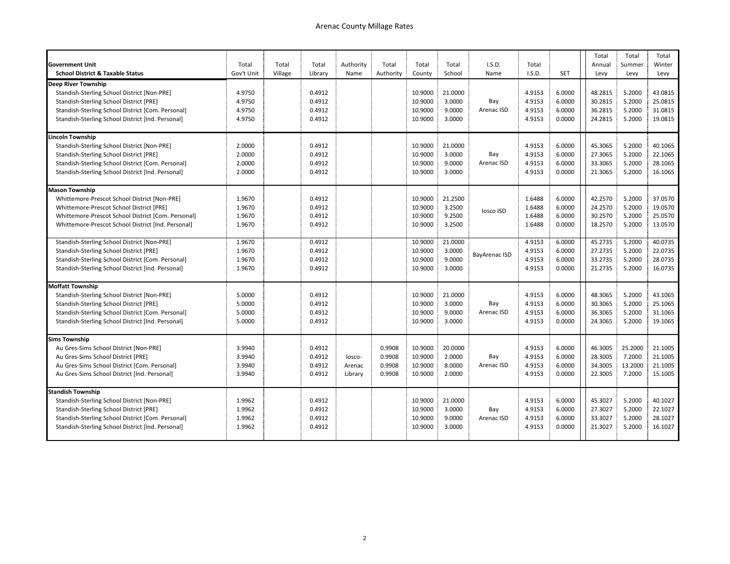# Arenac County Millage Rates

| Government Unit<br>School District & Taxable Status | Total Gov't Unit | Total Village | Total Library | Authority Name | Total Authority | Total County | Total School | I.S.D. Name | Total I.S.D. | SET | Total Annual Levy | Total Summer Levy | Total Winter Levy |
|---|---|---|---|---|---|---|---|---|---|---|---|---|---|
| **Deep River Township** | | | | | | | | | | | | | |
| Standish-Sterling School District [Non-PRE] | 4.9750 | | 0.4912 | | | 10.9000 | 21.0000 | | 4.9153 | 6.0000 | 48.2815 | 5.2000 | 43.0815 |
| Standish-Sterling School District [PRE] | 4.9750 | | 0.4912 | | | 10.9000 | 3.0000 | Bay | 4.9153 | 6.0000 | 30.2815 | 5.2000 | 25.0815 |
| Standish-Sterling School District [Com. Personal] | 4.9750 | | 0.4912 | | | 10.9000 | 9.0000 | Arenac ISD | 4.9153 | 6.0000 | 36.2815 | 5.2000 | 31.0815 |
| Standish-Sterling School District [Ind. Personal] | 4.9750 | | 0.4912 | | | 10.9000 | 3.0000 | | 4.9153 | 0.0000 | 24.2815 | 5.2000 | 19.0815 |
| **Lincoln Township** | | | | | | | | | | | | | |
| Standish-Sterling School District [Non-PRE] | 2.0000 | | 0.4912 | | | 10.9000 | 21.0000 | | 4.9153 | 6.0000 | 45.3065 | 5.2000 | 40.1065 |
| Standish-Sterling School District [PRE] | 2.0000 | | 0.4912 | | | 10.9000 | 3.0000 | Bay | 4.9153 | 6.0000 | 27.3065 | 5.2000 | 22.1065 |
| Standish-Sterling School District [Com. Personal] | 2.0000 | | 0.4912 | | | 10.9000 | 9.0000 | Arenac ISD | 4.9153 | 6.0000 | 33.3065 | 5.2000 | 28.1065 |
| Standish-Sterling School District [Ind. Personal] | 2.0000 | | 0.4912 | | | 10.9000 | 3.0000 | | 4.9153 | 0.0000 | 21.3065 | 5.2000 | 16.1065 |
| **Mason Township** | | | | | | | | | | | | | |
| Whittemore-Prescot School District [Non-PRE] | 1.9670 | | 0.4912 | | | 10.9000 | 21.2500 | | 1.6488 | 6.0000 | 42.2570 | 5.2000 | 37.0570 |
| Whittemore-Prescot School District [PRE] | 1.9670 | | 0.4912 | | | 10.9000 | 3.2500 | Iosco ISD | 1.6488 | 6.0000 | 24.2570 | 5.2000 | 19.0570 |
| Whittemore-Prescot School District [Com. Personal] | 1.9670 | | 0.4912 | | | 10.9000 | 9.2500 | | 1.6488 | 6.0000 | 30.2570 | 5.2000 | 25.0570 |
| Whittemore-Prescot School District [Ind. Personal] | 1.9670 | | 0.4912 | | | 10.9000 | 3.2500 | | 1.6488 | 0.0000 | 18.2570 | 5.2000 | 13.0570 |
| Standish-Sterling School District [Non-PRE] | 1.9670 | | 0.4912 | | | 10.9000 | 21.0000 | | 4.9153 | 6.0000 | 45.2735 | 5.2000 | 40.0735 |
| Standish-Sterling School District [PRE] | 1.9670 | | 0.4912 | | | 10.9000 | 3.0000 | BayArenac ISD | 4.9153 | 6.0000 | 27.2735 | 5.2000 | 22.0735 |
| Standish-Sterling School District [Com. Personal] | 1.9670 | | 0.4912 | | | 10.9000 | 9.0000 | | 4.9153 | 6.0000 | 33.2735 | 5.2000 | 28.0735 |
| Standish-Sterling School District [Ind. Personal] | 1.9670 | | 0.4912 | | | 10.9000 | 3.0000 | | 4.9153 | 0.0000 | 21.2735 | 5.2000 | 16.0735 |
| **Moffatt Township** | | | | | | | | | | | | | |
| Standish-Sterling School District [Non-PRE] | 5.0000 | | 0.4912 | | | 10.9000 | 21.0000 | | 4.9153 | 6.0000 | 48.3065 | 5.2000 | 43.1065 |
| Standish-Sterling School District [PRE] | 5.0000 | | 0.4912 | | | 10.9000 | 3.0000 | Bay | 4.9153 | 6.0000 | 30.3065 | 5.2000 | 25.1065 |
| Standish-Sterling School District [Com. Personal] | 5.0000 | | 0.4912 | | | 10.9000 | 9.0000 | Arenac ISD | 4.9153 | 6.0000 | 36.3065 | 5.2000 | 31.1065 |
| Standish-Sterling School District [Ind. Personal] | 5.0000 | | 0.4912 | | | 10.9000 | 3.0000 | | 4.9153 | 0.0000 | 24.3065 | 5.2000 | 19.1065 |
| **Sims Township** | | | | | | | | | | | | | |
| Au Gres-Sims School District [Non-PRE] | 3.9940 | | 0.4912 | | 0.9908 | 10.9000 | 20.0000 | | 4.9153 | 6.0000 | 46.3005 | 25.2000 | 21.1005 |
| Au Gres-Sims School District [PRE] | 3.9940 | | 0.4912 | Iosco- | 0.9908 | 10.9000 | 2.0000 | Bay | 4.9153 | 6.0000 | 28.3005 | 7.2000 | 21.1005 |
| Au Gres-Sims School District [Com. Personal] | 3.9940 | | 0.4912 | Arenac | 0.9908 | 10.9000 | 8.0000 | Arenac ISD | 4.9153 | 6.0000 | 34.3005 | 13.2000 | 21.1005 |
| Au Gres-Sims School District [Ind. Personal] | 3.9940 | | 0.4912 | Library | 0.9908 | 10.9000 | 2.0000 | | 4.9153 | 0.0000 | 22.3005 | 7.2000 | 15.1005 |
| **Standish Township** | | | | | | | | | | | | | |
| Standish-Sterling School District [Non-PRE] | 1.9962 | | 0.4912 | | | 10.9000 | 21.0000 | | 4.9153 | 6.0000 | 45.3027 | 5.2000 | 40.1027 |
| Standish-Sterling School District [PRE] | 1.9962 | | 0.4912 | | | 10.9000 | 3.0000 | Bay | 4.9153 | 6.0000 | 27.3027 | 5.2000 | 22.1027 |
| Standish-Sterling School District [Com. Personal] | 1.9962 | | 0.4912 | | | 10.9000 | 9.0000 | Arenac ISD | 4.9153 | 6.0000 | 33.3027 | 5.2000 | 28.1027 |
| Standish-Sterling School District [Ind. Personal] | 1.9962 | | 0.4912 | | | 10.9000 | 3.0000 | | 4.9153 | 0.0000 | 21.3027 | 5.2000 | 16.1027 |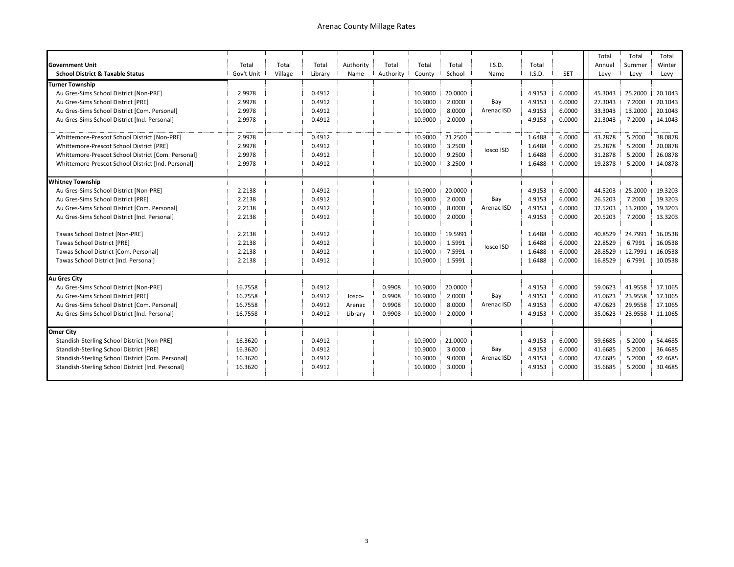# Arenac County Millage Rates

| Government Unit / School District & Taxable Status | Total Gov't Unit | Total Village | Total Library | Authority Name | Total Authority | Total County | Total School | I.S.D. Name | Total I.S.D. | SET | Total Annual Levy | Total Summer Levy | Total Winter Levy |
|---|---|---|---|---|---|---|---|---|---|---|---|---|---|
| **Turner Township** | | | | | | | | | | | | | |
| Au Gres-Sims School District [Non-PRE] | 2.9978 | | 0.4912 | | | 10.9000 | 20.0000 | Bay Arenac ISD | 4.9153 | 6.0000 | 45.3043 | 25.2000 | 20.1043 |
| Au Gres-Sims School District [PRE] | 2.9978 | | 0.4912 | | | 10.9000 | 2.0000 | Bay Arenac ISD | 4.9153 | 6.0000 | 27.3043 | 7.2000 | 20.1043 |
| Au Gres-Sims School District [Com. Personal] | 2.9978 | | 0.4912 | | | 10.9000 | 8.0000 | Bay Arenac ISD | 4.9153 | 6.0000 | 33.3043 | 13.2000 | 20.1043 |
| Au Gres-Sims School District [Ind. Personal] | 2.9978 | | 0.4912 | | | 10.9000 | 2.0000 | Bay Arenac ISD | 4.9153 | 0.0000 | 21.3043 | 7.2000 | 14.1043 |
| Whittemore-Prescot School District [Non-PRE] | 2.9978 | | 0.4912 | | | 10.9000 | 21.2500 | Iosco ISD | 1.6488 | 6.0000 | 43.2878 | 5.2000 | 38.0878 |
| Whittemore-Prescot School District [PRE] | 2.9978 | | 0.4912 | | | 10.9000 | 3.2500 | Iosco ISD | 1.6488 | 6.0000 | 25.2878 | 5.2000 | 20.0878 |
| Whittemore-Prescot School District [Com. Personal] | 2.9978 | | 0.4912 | | | 10.9000 | 9.2500 | Iosco ISD | 1.6488 | 6.0000 | 31.2878 | 5.2000 | 26.0878 |
| Whittemore-Prescot School District [Ind. Personal] | 2.9978 | | 0.4912 | | | 10.9000 | 3.2500 | Iosco ISD | 1.6488 | 0.0000 | 19.2878 | 5.2000 | 14.0878 |
| **Whitney Township** | | | | | | | | | | | | | |
| Au Gres-Sims School District [Non-PRE] | 2.2138 | | 0.4912 | | | 10.9000 | 20.0000 | Bay Arenac ISD | 4.9153 | 6.0000 | 44.5203 | 25.2000 | 19.3203 |
| Au Gres-Sims School District [PRE] | 2.2138 | | 0.4912 | | | 10.9000 | 2.0000 | Bay Arenac ISD | 4.9153 | 6.0000 | 26.5203 | 7.2000 | 19.3203 |
| Au Gres-Sims School District [Com. Personal] | 2.2138 | | 0.4912 | | | 10.9000 | 8.0000 | Bay Arenac ISD | 4.9153 | 6.0000 | 32.5203 | 13.2000 | 19.3203 |
| Au Gres-Sims School District [Ind. Personal] | 2.2138 | | 0.4912 | | | 10.9000 | 2.0000 | Bay Arenac ISD | 4.9153 | 0.0000 | 20.5203 | 7.2000 | 13.3203 |
| Tawas School District [Non-PRE] | 2.2138 | | 0.4912 | | | 10.9000 | 19.5991 | Iosco ISD | 1.6488 | 6.0000 | 40.8529 | 24.7991 | 16.0538 |
| Tawas School District [PRE] | 2.2138 | | 0.4912 | | | 10.9000 | 1.5991 | Iosco ISD | 1.6488 | 6.0000 | 22.8529 | 6.7991 | 16.0538 |
| Tawas School District [Com. Personal] | 2.2138 | | 0.4912 | | | 10.9000 | 7.5991 | Iosco ISD | 1.6488 | 6.0000 | 28.8529 | 12.7991 | 16.0538 |
| Tawas School District [Ind. Personal] | 2.2138 | | 0.4912 | | | 10.9000 | 1.5991 | Iosco ISD | 1.6488 | 0.0000 | 16.8529 | 6.7991 | 10.0538 |
| **Au Gres City** | | | | | | | | | | | | | |
| Au Gres-Sims School District [Non-PRE] | 16.7558 | | 0.4912 | Iosco-Arenac Library | 0.9908 | 10.9000 | 20.0000 | Bay Arenac ISD | 4.9153 | 6.0000 | 59.0623 | 41.9558 | 17.1065 |
| Au Gres-Sims School District [PRE] | 16.7558 | | 0.4912 | Iosco-Arenac Library | 0.9908 | 10.9000 | 2.0000 | Bay Arenac ISD | 4.9153 | 6.0000 | 41.0623 | 23.9558 | 17.1065 |
| Au Gres-Sims School District [Com. Personal] | 16.7558 | | 0.4912 | Iosco-Arenac Library | 0.9908 | 10.9000 | 8.0000 | Bay Arenac ISD | 4.9153 | 6.0000 | 47.0623 | 29.9558 | 17.1065 |
| Au Gres-Sims School District [Ind. Personal] | 16.7558 | | 0.4912 | Iosco-Arenac Library | 0.9908 | 10.9000 | 2.0000 | Bay Arenac ISD | 4.9153 | 0.0000 | 35.0623 | 23.9558 | 11.1065 |
| **Omer City** | | | | | | | | | | | | | |
| Standish-Sterling School District [Non-PRE] | 16.3620 | | 0.4912 | | | 10.9000 | 21.0000 | Bay Arenac ISD | 4.9153 | 6.0000 | 59.6685 | 5.2000 | 54.4685 |
| Standish-Sterling School District [PRE] | 16.3620 | | 0.4912 | | | 10.9000 | 3.0000 | Bay Arenac ISD | 4.9153 | 6.0000 | 41.6685 | 5.2000 | 36.4685 |
| Standish-Sterling School District [Com. Personal] | 16.3620 | | 0.4912 | | | 10.9000 | 9.0000 | Bay Arenac ISD | 4.9153 | 6.0000 | 47.6685 | 5.2000 | 42.4685 |
| Standish-Sterling School District [Ind. Personal] | 16.3620 | | 0.4912 | | | 10.9000 | 3.0000 | Bay Arenac ISD | 4.9153 | 0.0000 | 35.6685 | 5.2000 | 30.4685 |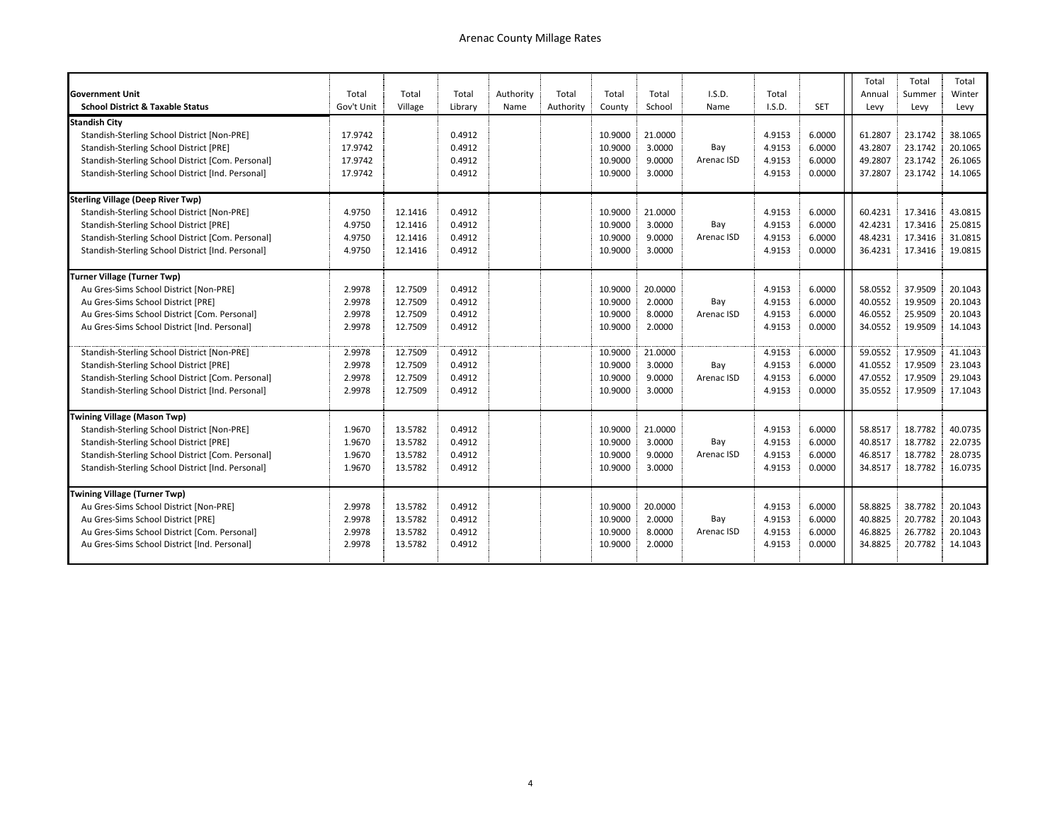## Arenac County Millage Rates

| Government Unit / School District & Taxable Status | Total Gov't Unit | Total Village | Total Library | Authority Name | Total Authority | Total County | Total School | I.S.D. Name | Total I.S.D. | SET | Total Annual Levy | Total Summer Levy | Total Winter Levy |
|---|---|---|---|---|---|---|---|---|---|---|---|---|---|
| **Standish City** | | | | | | | | | | | | | |
| Standish-Sterling School District [Non-PRE] | 17.9742 | | 0.4912 | | | 10.9000 | 21.0000 | | 4.9153 | 6.0000 | 61.2807 | 23.1742 | 38.1065 |
| Standish-Sterling School District [PRE] | 17.9742 | | 0.4912 | | | 10.9000 | 3.0000 | Bay | 4.9153 | 6.0000 | 43.2807 | 23.1742 | 20.1065 |
| Standish-Sterling School District [Com. Personal] | 17.9742 | | 0.4912 | | | 10.9000 | 9.0000 | Arenac ISD | 4.9153 | 6.0000 | 49.2807 | 23.1742 | 26.1065 |
| Standish-Sterling School District [Ind. Personal] | 17.9742 | | 0.4912 | | | 10.9000 | 3.0000 | | 4.9153 | 0.0000 | 37.2807 | 23.1742 | 14.1065 |
| **Sterling Village (Deep River Twp)** | | | | | | | | | | | | | |
| Standish-Sterling School District [Non-PRE] | 4.9750 | 12.1416 | 0.4912 | | | 10.9000 | 21.0000 | | 4.9153 | 6.0000 | 60.4231 | 17.3416 | 43.0815 |
| Standish-Sterling School District [PRE] | 4.9750 | 12.1416 | 0.4912 | | | 10.9000 | 3.0000 | Bay | 4.9153 | 6.0000 | 42.4231 | 17.3416 | 25.0815 |
| Standish-Sterling School District [Com. Personal] | 4.9750 | 12.1416 | 0.4912 | | | 10.9000 | 9.0000 | Arenac ISD | 4.9153 | 6.0000 | 48.4231 | 17.3416 | 31.0815 |
| Standish-Sterling School District [Ind. Personal] | 4.9750 | 12.1416 | 0.4912 | | | 10.9000 | 3.0000 | | 4.9153 | 0.0000 | 36.4231 | 17.3416 | 19.0815 |
| **Turner Village (Turner Twp)** | | | | | | | | | | | | | |
| Au Gres-Sims School District [Non-PRE] | 2.9978 | 12.7509 | 0.4912 | | | 10.9000 | 20.0000 | | 4.9153 | 6.0000 | 58.0552 | 37.9509 | 20.1043 |
| Au Gres-Sims School District [PRE] | 2.9978 | 12.7509 | 0.4912 | | | 10.9000 | 2.0000 | Bay | 4.9153 | 6.0000 | 40.0552 | 19.9509 | 20.1043 |
| Au Gres-Sims School District [Com. Personal] | 2.9978 | 12.7509 | 0.4912 | | | 10.9000 | 8.0000 | Arenac ISD | 4.9153 | 6.0000 | 46.0552 | 25.9509 | 20.1043 |
| Au Gres-Sims School District [Ind. Personal] | 2.9978 | 12.7509 | 0.4912 | | | 10.9000 | 2.0000 | | 4.9153 | 0.0000 | 34.0552 | 19.9509 | 14.1043 |
| Standish-Sterling School District [Non-PRE] | 2.9978 | 12.7509 | 0.4912 | | | 10.9000 | 21.0000 | | 4.9153 | 6.0000 | 59.0552 | 17.9509 | 41.1043 |
| Standish-Sterling School District [PRE] | 2.9978 | 12.7509 | 0.4912 | | | 10.9000 | 3.0000 | Bay | 4.9153 | 6.0000 | 41.0552 | 17.9509 | 23.1043 |
| Standish-Sterling School District [Com. Personal] | 2.9978 | 12.7509 | 0.4912 | | | 10.9000 | 9.0000 | Arenac ISD | 4.9153 | 6.0000 | 47.0552 | 17.9509 | 29.1043 |
| Standish-Sterling School District [Ind. Personal] | 2.9978 | 12.7509 | 0.4912 | | | 10.9000 | 3.0000 | | 4.9153 | 0.0000 | 35.0552 | 17.9509 | 17.1043 |
| **Twining Village (Mason Twp)** | | | | | | | | | | | | | |
| Standish-Sterling School District [Non-PRE] | 1.9670 | 13.5782 | 0.4912 | | | 10.9000 | 21.0000 | | 4.9153 | 6.0000 | 58.8517 | 18.7782 | 40.0735 |
| Standish-Sterling School District [PRE] | 1.9670 | 13.5782 | 0.4912 | | | 10.9000 | 3.0000 | Bay | 4.9153 | 6.0000 | 40.8517 | 18.7782 | 22.0735 |
| Standish-Sterling School District [Com. Personal] | 1.9670 | 13.5782 | 0.4912 | | | 10.9000 | 9.0000 | Arenac ISD | 4.9153 | 6.0000 | 46.8517 | 18.7782 | 28.0735 |
| Standish-Sterling School District [Ind. Personal] | 1.9670 | 13.5782 | 0.4912 | | | 10.9000 | 3.0000 | | 4.9153 | 0.0000 | 34.8517 | 18.7782 | 16.0735 |
| **Twining Village (Turner Twp)** | | | | | | | | | | | | | |
| Au Gres-Sims School District [Non-PRE] | 2.9978 | 13.5782 | 0.4912 | | | 10.9000 | 20.0000 | | 4.9153 | 6.0000 | 58.8825 | 38.7782 | 20.1043 |
| Au Gres-Sims School District [PRE] | 2.9978 | 13.5782 | 0.4912 | | | 10.9000 | 2.0000 | Bay | 4.9153 | 6.0000 | 40.8825 | 20.7782 | 20.1043 |
| Au Gres-Sims School District [Com. Personal] | 2.9978 | 13.5782 | 0.4912 | | | 10.9000 | 8.0000 | Arenac ISD | 4.9153 | 6.0000 | 46.8825 | 26.7782 | 20.1043 |
| Au Gres-Sims School District [Ind. Personal] | 2.9978 | 13.5782 | 0.4912 | | | 10.9000 | 2.0000 | | 4.9153 | 0.0000 | 34.8825 | 20.7782 | 14.1043 |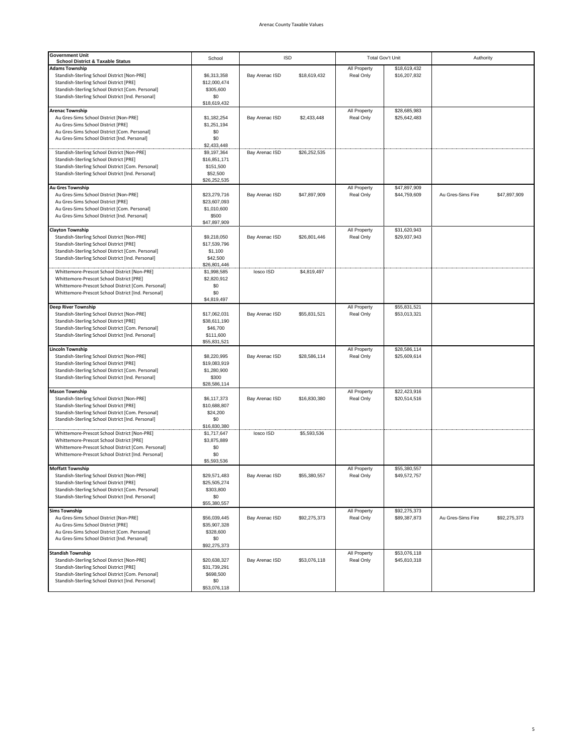# Arenac County Taxable Values

| Government Unit / School District & Taxable Status | School | ISD | | Total Gov't Unit | | Authority | |
|---|---|---|---|---|---|---|---|
| **Adams Township** | | | | All Property | $18,619,432 | | |
| Standish-Sterling School District [Non-PRE] | $6,313,358 | Bay Arenac ISD | $18,619,432 | Real Only | $16,207,832 | | |
| Standish-Sterling School District [PRE] | $12,000,474 | | | | | | |
| Standish-Sterling School District [Com. Personal] | $305,600 | | | | | | |
| Standish-Sterling School District [Ind. Personal] | $0 | | | | | | |
| | $18,619,432 | | | | | | |
| **Arenac Township** | | | | All Property | $28,685,983 | | |
| Au Gres-Sims School District [Non-PRE] | $1,182,254 | Bay Arenac ISD | $2,433,448 | Real Only | $25,642,483 | | |
| Au Gres-Sims School District [PRE] | $1,251,194 | | | | | | |
| Au Gres-Sims School District [Com. Personal] | $0 | | | | | | |
| Au Gres-Sims School District [Ind. Personal] | $0 | | | | | | |
| | $2,433,448 | | | | | | |
| Standish-Sterling School District [Non-PRE] | $9,197,364 | Bay Arenac ISD | $26,252,535 | | | | |
| Standish-Sterling School District [PRE] | $16,851,171 | | | | | | |
| Standish-Sterling School District [Com. Personal] | $151,500 | | | | | | |
| Standish-Sterling School District [Ind. Personal] | $52,500 | | | | | | |
| | $26,252,535 | | | | | | |
| **Au Gres Township** | | | | All Property | $47,897,909 | | |
| Au Gres-Sims School District [Non-PRE] | $23,279,716 | Bay Arenac ISD | $47,897,909 | Real Only | $44,759,609 | Au Gres-Sims Fire | $47,897,909 |
| Au Gres-Sims School District [PRE] | $23,607,093 | | | | | | |
| Au Gres-Sims School District [Com. Personal] | $1,010,600 | | | | | | |
| Au Gres-Sims School District [Ind. Personal] | $500 | | | | | | |
| | $47,897,909 | | | | | | |
| **Clayton Township** | | | | All Property | $31,620,943 | | |
| Standish-Sterling School District [Non-PRE] | $9,218,050 | Bay Arenac ISD | $26,801,446 | Real Only | $29,937,943 | | |
| Standish-Sterling School District [PRE] | $17,539,796 | | | | | | |
| Standish-Sterling School District [Com. Personal] | $1,100 | | | | | | |
| Standish-Sterling School District [Ind. Personal] | $42,500 | | | | | | |
| | $26,801,446 | | | | | | |
| Whittemore-Prescot School District [Non-PRE] | $1,998,585 | Iosco ISD | $4,819,497 | | | | |
| Whittemore-Prescot School District [PRE] | $2,820,912 | | | | | | |
| Whittemore-Prescot School District [Com. Personal] | $0 | | | | | | |
| Whittemore-Prescot School District [Ind. Personal] | $0 | | | | | | |
| | $4,819,497 | | | | | | |
| **Deep River Township** | | | | All Property | $55,831,521 | | |
| Standish-Sterling School District [Non-PRE] | $17,062,031 | Bay Arenac ISD | $55,831,521 | Real Only | $53,013,321 | | |
| Standish-Sterling School District [PRE] | $38,611,190 | | | | | | |
| Standish-Sterling School District [Com. Personal] | $46,700 | | | | | | |
| Standish-Sterling School District [Ind. Personal] | $111,600 | | | | | | |
| | $55,831,521 | | | | | | |
| **Lincoln Township** | | | | All Property | $28,586,114 | | |
| Standish-Sterling School District [Non-PRE] | $8,220,995 | Bay Arenac ISD | $28,586,114 | Real Only | $25,609,614 | | |
| Standish-Sterling School District [PRE] | $19,083,919 | | | | | | |
| Standish-Sterling School District [Com. Personal] | $1,280,900 | | | | | | |
| Standish-Sterling School District [Ind. Personal] | $300 | | | | | | |
| | $28,586,114 | | | | | | |
| **Mason Township** | | | | All Property | $22,423,916 | | |
| Standish-Sterling School District [Non-PRE] | $6,117,373 | Bay Arenac ISD | $16,830,380 | Real Only | $20,514,516 | | |
| Standish-Sterling School District [PRE] | $10,688,807 | | | | | | |
| Standish-Sterling School District [Com. Personal] | $24,200 | | | | | | |
| Standish-Sterling School District [Ind. Personal] | $0 | | | | | | |
| | $16,830,380 | | | | | | |
| Whittemore-Prescot School District [Non-PRE] | $1,717,647 | Iosco ISD | $5,593,536 | | | | |
| Whittemore-Prescot School District [PRE] | $3,875,889 | | | | | | |
| Whittemore-Prescot School District [Com. Personal] | $0 | | | | | | |
| Whittemore-Prescot School District [Ind. Personal] | $0 | | | | | | |
| | $5,593,536 | | | | | | |
| **Moffatt Township** | | | | All Property | $55,380,557 | | |
| Standish-Sterling School District [Non-PRE] | $29,571,483 | Bay Arenac ISD | $55,380,557 | Real Only | $49,572,757 | | |
| Standish-Sterling School District [PRE] | $25,505,274 | | | | | | |
| Standish-Sterling School District [Com. Personal] | $303,800 | | | | | | |
| Standish-Sterling School District [Ind. Personal] | $0 | | | | | | |
| | $55,380,557 | | | | | | |
| **Sims Township** | | | | All Property | $92,275,373 | | |
| Au Gres-Sims School District [Non-PRE] | $56,039,445 | Bay Arenac ISD | $92,275,373 | Real Only | $89,387,873 | Au Gres-Sims Fire | $92,275,373 |
| Au Gres-Sims School District [PRE] | $35,907,328 | | | | | | |
| Au Gres-Sims School District [Com. Personal] | $328,600 | | | | | | |
| Au Gres-Sims School District [Ind. Personal] | $0 | | | | | | |
| | $92,275,373 | | | | | | |
| **Standish Township** | | | | All Property | $53,076,118 | | |
| Standish-Sterling School District [Non-PRE] | $20,638,327 | Bay Arenac ISD | $53,076,118 | Real Only | $45,810,318 | | |
| Standish-Sterling School District [PRE] | $31,739,291 | | | | | | |
| Standish-Sterling School District [Com. Personal] | $698,500 | | | | | | |
| Standish-Sterling School District [Ind. Personal] | $0 | | | | | | |
| | $53,076,118 | | | | | | |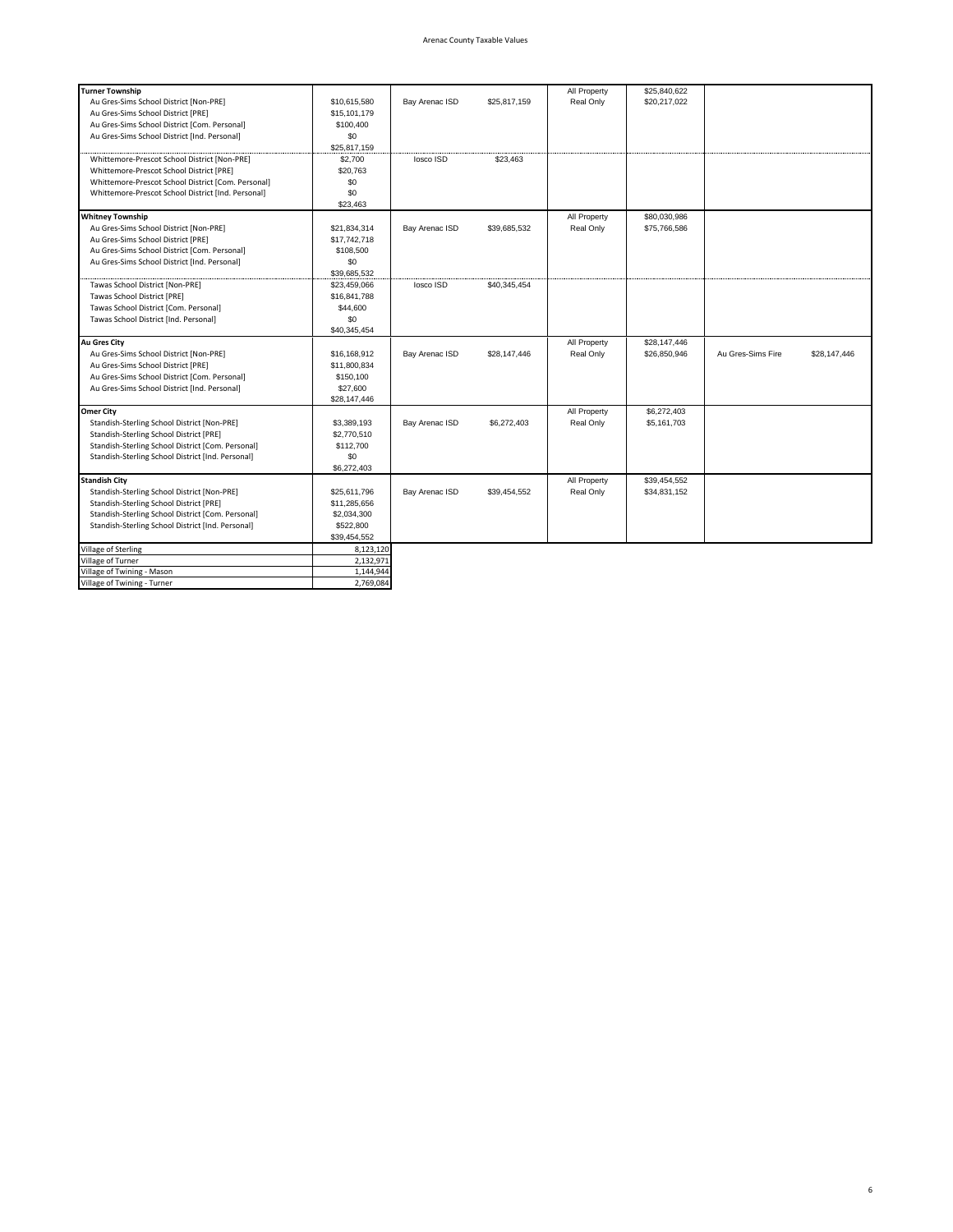Arenac County Taxable Values

| | | | | | | | |
|---|---|---|---|---|---|---|---|
| **Turner Township** | | | | All Property | $25,840,622 | | |
| Au Gres-Sims School District [Non-PRE] | $10,615,580 | Bay Arenac ISD | $25,817,159 | Real Only | $20,217,022 | | |
| Au Gres-Sims School District [PRE] | $15,101,179 | | | | | | |
| Au Gres-Sims School District [Com. Personal] | $100,400 | | | | | | |
| Au Gres-Sims School District [Ind. Personal] | $0 | | | | | | |
| | $25,817,159 | | | | | | |
| Whittemore-Prescot School District [Non-PRE] | $2,700 | Iosco ISD | $23,463 | | | | |
| Whittemore-Prescot School District [PRE] | $20,763 | | | | | | |
| Whittemore-Prescot School District [Com. Personal] | $0 | | | | | | |
| Whittemore-Prescot School District [Ind. Personal] | $0 | | | | | | |
| | $23,463 | | | | | | |
| **Whitney Township** | | | | All Property | $80,030,986 | | |
| Au Gres-Sims School District [Non-PRE] | $21,834,314 | Bay Arenac ISD | $39,685,532 | Real Only | $75,766,586 | | |
| Au Gres-Sims School District [PRE] | $17,742,718 | | | | | | |
| Au Gres-Sims School District [Com. Personal] | $108,500 | | | | | | |
| Au Gres-Sims School District [Ind. Personal] | $0 | | | | | | |
| | $39,685,532 | | | | | | |
| Tawas School District [Non-PRE] | $23,459,066 | Iosco ISD | $40,345,454 | | | | |
| Tawas School District [PRE] | $16,841,788 | | | | | | |
| Tawas School District [Com. Personal] | $44,600 | | | | | | |
| Tawas School District [Ind. Personal] | $0 | | | | | | |
| | $40,345,454 | | | | | | |
| **Au Gres City** | | | | All Property | $28,147,446 | | |
| Au Gres-Sims School District [Non-PRE] | $16,168,912 | Bay Arenac ISD | $28,147,446 | Real Only | $26,850,946 | Au Gres-Sims Fire | $28,147,446 |
| Au Gres-Sims School District [PRE] | $11,800,834 | | | | | | |
| Au Gres-Sims School District [Com. Personal] | $150,100 | | | | | | |
| Au Gres-Sims School District [Ind. Personal] | $27,600 | | | | | | |
| | $28,147,446 | | | | | | |
| **Omer City** | | | | All Property | $6,272,403 | | |
| Standish-Sterling School District [Non-PRE] | $3,389,193 | Bay Arenac ISD | $6,272,403 | Real Only | $5,161,703 | | |
| Standish-Sterling School District [PRE] | $2,770,510 | | | | | | |
| Standish-Sterling School District [Com. Personal] | $112,700 | | | | | | |
| Standish-Sterling School District [Ind. Personal] | $0 | | | | | | |
| | $6,272,403 | | | | | | |
| **Standish City** | | | | All Property | $39,454,552 | | |
| Standish-Sterling School District [Non-PRE] | $25,611,796 | Bay Arenac ISD | $39,454,552 | Real Only | $34,831,152 | | |
| Standish-Sterling School District [PRE] | $11,285,656 | | | | | | |
| Standish-Sterling School District [Com. Personal] | $2,034,300 | | | | | | |
| Standish-Sterling School District [Ind. Personal] | $522,800 | | | | | | |
| | $39,454,552 | | | | | | |

| | |
|---|---|
| Village of Sterling | 8,123,120 |
| Village of Turner | 2,132,971 |
| Village of Twining - Mason | 1,144,944 |
| Village of Twining - Turner | 2,769,084 |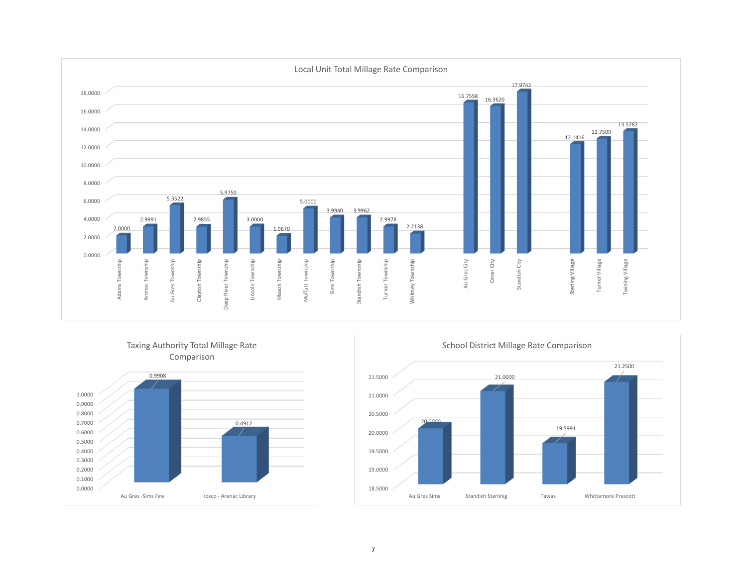## Local Unit Total Millage Rate Comparison

| Local Unit | Total Millage Rate |
|---|---|
| Adams Township | 2.0000 |
| Arenac Township | 2.9991 |
| Au Gres Township | 5.3522 |
| Clayton Township | 2.9855 |
| Deep River Township | 5.9750 |
| Lincoln Township | 3.0000 |
| Mason Township | 1.9670 |
| Moffatt Township | 5.0000 |
| Sims Township | 3.9940 |
| Standish Township | 3.9962 |
| Turner Township | 2.9978 |
| Whitney Township | 2.2138 |
| Au Gres City | 16.7558 |
| Omer City | 16.3620 |
| Standish City | 17.9742 |
| Sterling Village | 12.1416 |
| Turner Village | 12.7509 |
| Twining Village | 13.5782 |

## Taxing Authority Total Millage Rate Comparison

| Taxing Authority | Total Millage Rate |
|---|---|
| Au Gres -Sims Fire | 0.9908 |
| Iosco - Arenac Library | 0.4912 |

## School District Millage Rate Comparison

| School District | Millage Rate |
|---|---|
| Au Gres Sims | 20.0000 |
| Standish Sterlinig | 21.0000 |
| Tawas | 19.5991 |
| Whittemore Prescott | 21.2500 |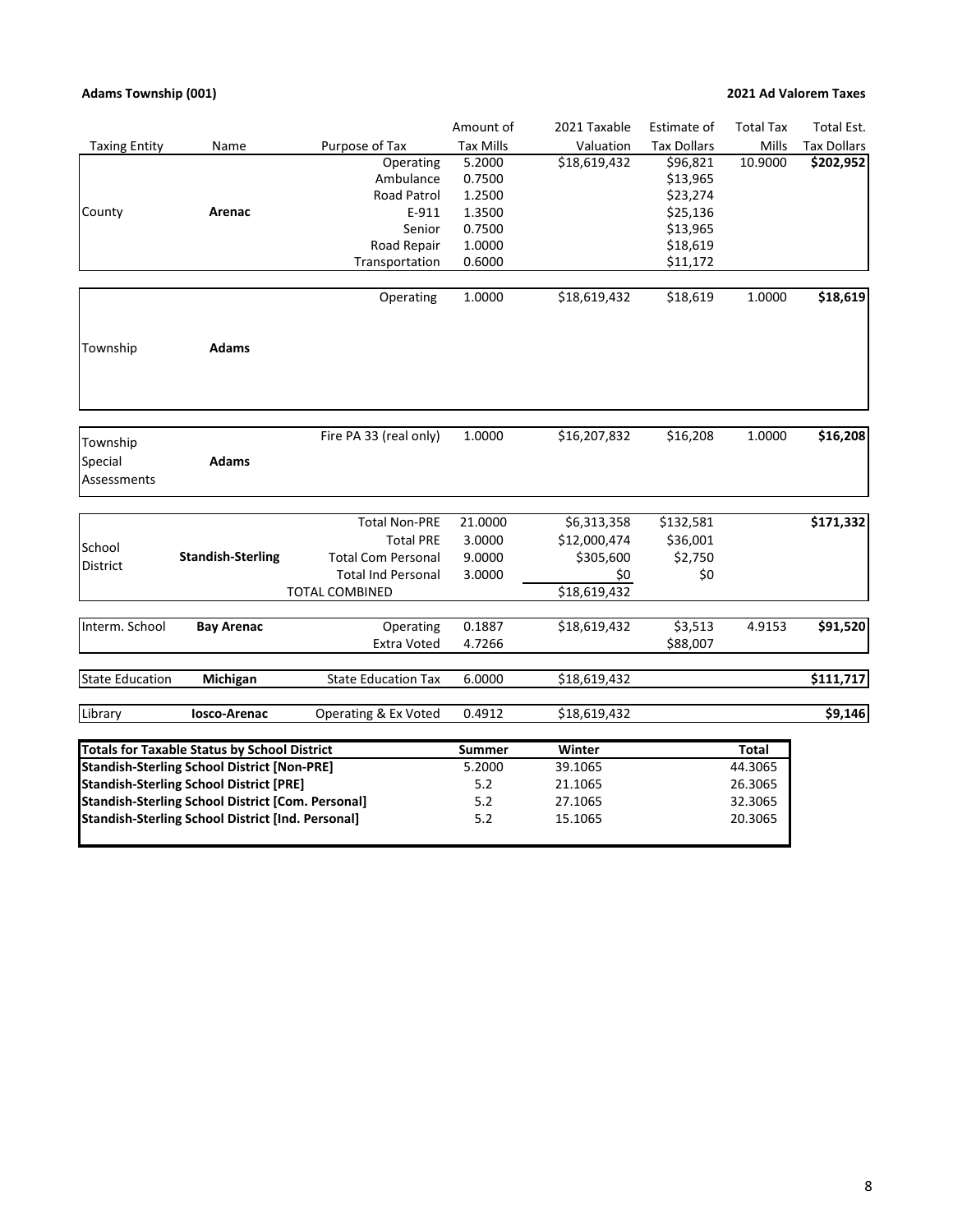**Adams Township (001)** **2021 Ad Valorem Taxes**

| Taxing Entity | Name | Purpose of Tax | Amount of Tax Mills | 2021 Taxable Valuation | Estimate of Tax Dollars | Total Tax Mills | Total Est. Tax Dollars |
|---|---|---|---|---|---|---|---|
| County | **Arenac** | Operating | 5.2000 | $18,619,432 | $96,821 | 10.9000 | **$202,952** |
| | | Ambulance | 0.7500 | | $13,965 | | |
| | | Road Patrol | 1.2500 | | $23,274 | | |
| | | E-911 | 1.3500 | | $25,136 | | |
| | | Senior | 0.7500 | | $13,965 | | |
| | | Road Repair | 1.0000 | | $18,619 | | |
| | | Transportation | 0.6000 | | $11,172 | | |
| Township | **Adams** | Operating | 1.0000 | $18,619,432 | $18,619 | 1.0000 | **$18,619** |
| Township Special Assessments | **Adams** | Fire PA 33 (real only) | 1.0000 | $16,207,832 | $16,208 | 1.0000 | **$16,208** |
| School District | **Standish-Sterling** | Total Non-PRE | 21.0000 | $6,313,358 | $132,581 | | **$171,332** |
| | | Total PRE | 3.0000 | $12,000,474 | $36,001 | | |
| | | Total Com Personal | 9.0000 | $305,600 | $2,750 | | |
| | | Total Ind Personal | 3.0000 | $0 | $0 | | |
| | | TOTAL COMBINED | | $18,619,432 | | | |
| Interm. School | **Bay Arenac** | Operating | 0.1887 | $18,619,432 | $3,513 | 4.9153 | **$91,520** |
| | | Extra Voted | 4.7266 | | $88,007 | | |
| State Education | **Michigan** | State Education Tax | 6.0000 | $18,619,432 | | | **$111,717** |
| Library | **Iosco-Arenac** | Operating & Ex Voted | 0.4912 | $18,619,432 | | | **$9,146** |

| **Totals for Taxable Status by School District** | **Summer** | **Winter** | **Total** |
|---|---|---|---|
| **Standish-Sterling School District [Non-PRE]** | 5.2000 | 39.1065 | 44.3065 |
| **Standish-Sterling School District [PRE]** | 5.2 | 21.1065 | 26.3065 |
| **Standish-Sterling School District [Com. Personal]** | 5.2 | 27.1065 | 32.3065 |
| **Standish-Sterling School District [Ind. Personal]** | 5.2 | 15.1065 | 20.3065 |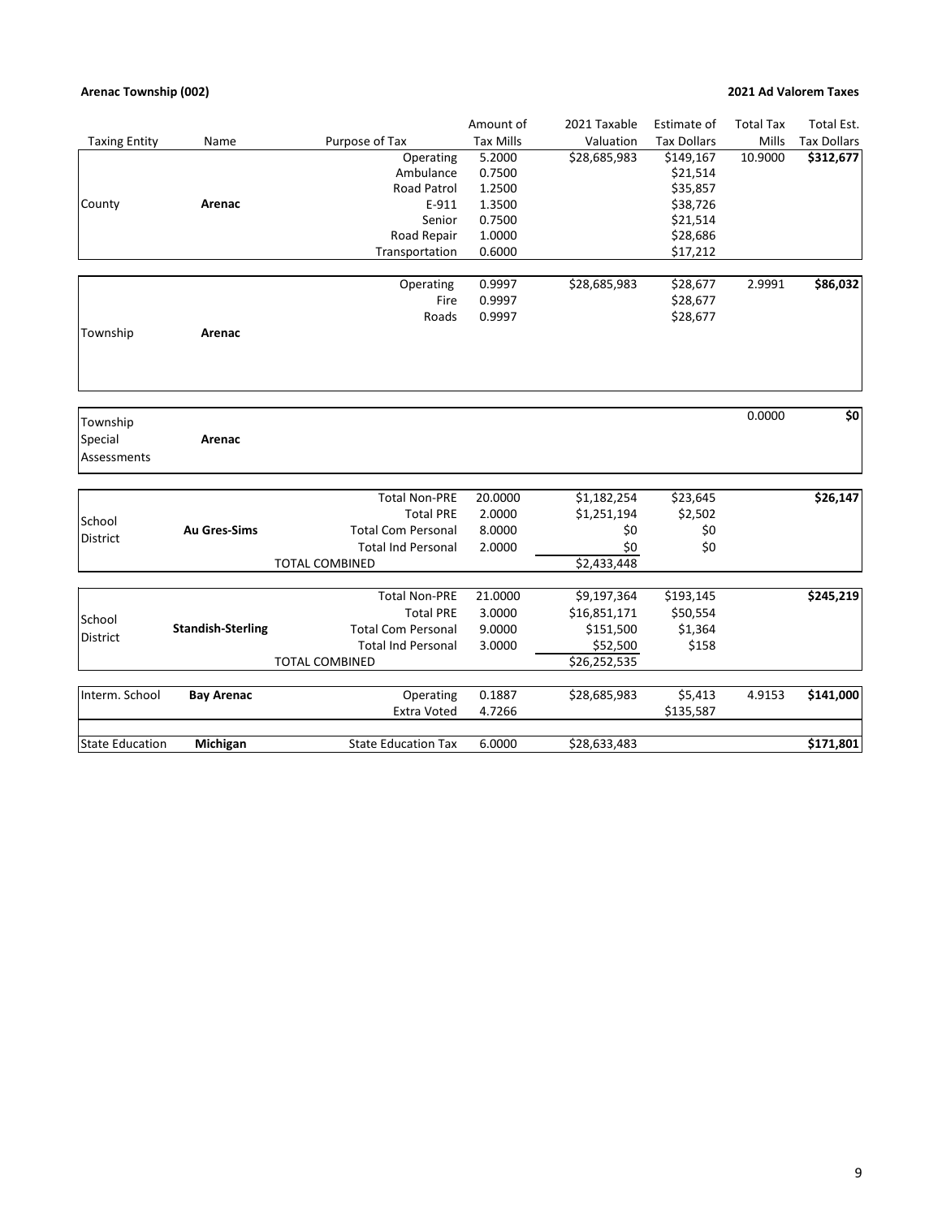**Arenac Township (002)** **2021 Ad Valorem Taxes**

| Taxing Entity | Name | Purpose of Tax | Amount of Tax Mills | 2021 Taxable Valuation | Estimate of Tax Dollars | Total Tax Mills | Total Est. Tax Dollars |
|---|---|---|---|---|---|---|---|
| County | **Arenac** | Operating | 5.2000 | $28,685,983 | $149,167 | 10.9000 | **$312,677** |
| | | Ambulance | 0.7500 | | $21,514 | | |
| | | Road Patrol | 1.2500 | | $35,857 | | |
| | | E-911 | 1.3500 | | $38,726 | | |
| | | Senior | 0.7500 | | $21,514 | | |
| | | Road Repair | 1.0000 | | $28,686 | | |
| | | Transportation | 0.6000 | | $17,212 | | |
| Township | **Arenac** | Operating | 0.9997 | $28,685,983 | $28,677 | 2.9991 | **$86,032** |
| | | Fire | 0.9997 | | $28,677 | | |
| | | Roads | 0.9997 | | $28,677 | | |
| Township Special Assessments | **Arenac** | | | | | 0.0000 | **$0** |
| School District | **Au Gres-Sims** | Total Non-PRE | 20.0000 | $1,182,254 | $23,645 | | **$26,147** |
| | | Total PRE | 2.0000 | $1,251,194 | $2,502 | | |
| | | Total Com Personal | 8.0000 | $0 | $0 | | |
| | | Total Ind Personal | 2.0000 | $0 | $0 | | |
| | | TOTAL COMBINED | | $2,433,448 | | | |
| School District | **Standish-Sterling** | Total Non-PRE | 21.0000 | $9,197,364 | $193,145 | | **$245,219** |
| | | Total PRE | 3.0000 | $16,851,171 | $50,554 | | |
| | | Total Com Personal | 9.0000 | $151,500 | $1,364 | | |
| | | Total Ind Personal | 3.0000 | $52,500 | $158 | | |
| | | TOTAL COMBINED | | $26,252,535 | | | |
| Interm. School | **Bay Arenac** | Operating | 0.1887 | $28,685,983 | $5,413 | 4.9153 | **$141,000** |
| | | Extra Voted | 4.7266 | | $135,587 | | |
| State Education | **Michigan** | State Education Tax | 6.0000 | $28,633,483 | | | **$171,801** |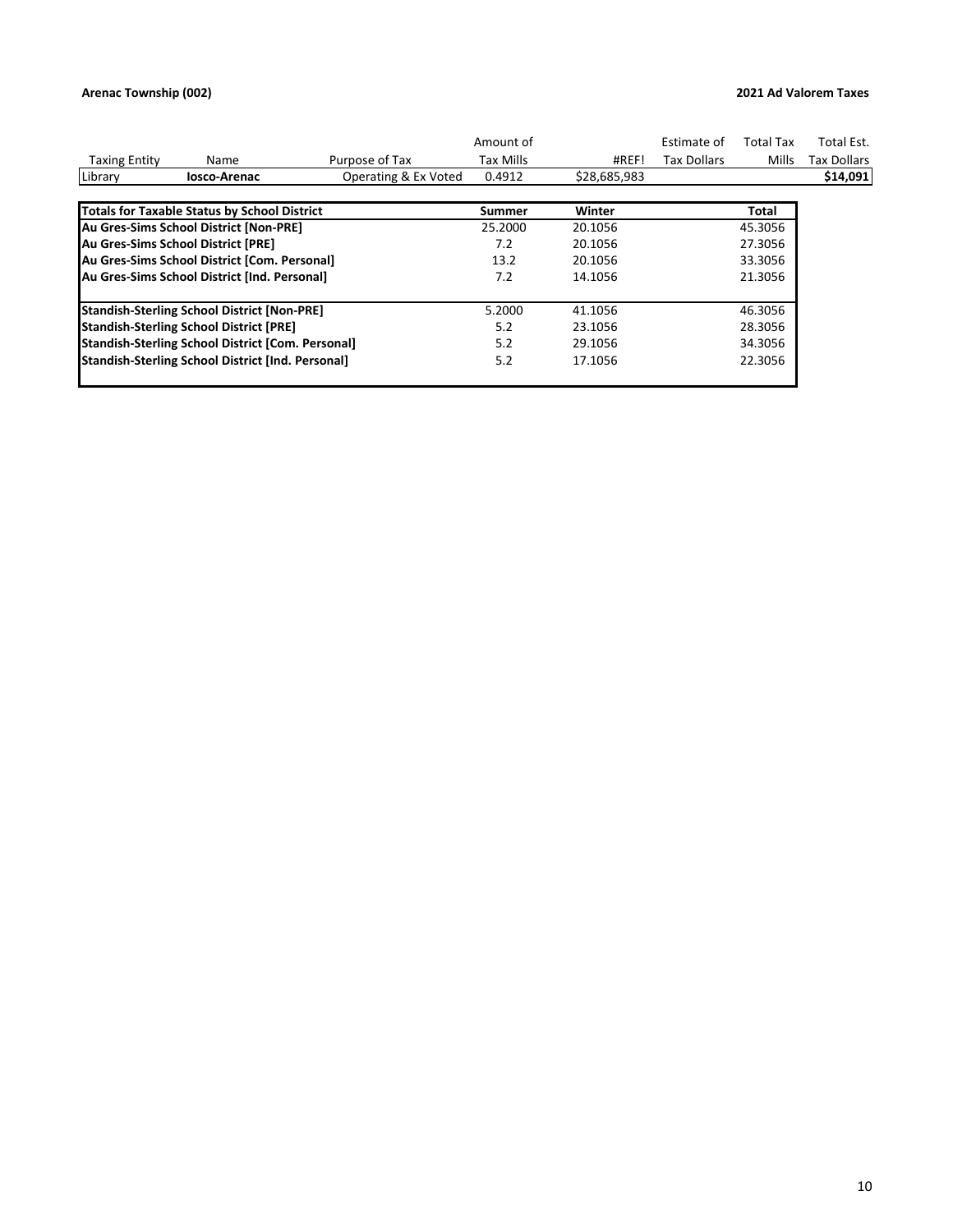**Arenac Township (002)**

**2021 Ad Valorem Taxes**

| Taxing Entity | Name | Purpose of Tax | Amount of Tax Mills | #REF! | Estimate of Tax Dollars | Total Tax Mills | Total Est. Tax Dollars |
|---|---|---|---|---|---|---|---|
| Library | **Iosco-Arenac** | Operating & Ex Voted | 0.4912 | $28,685,983 | | | **$14,091** |

| **Totals for Taxable Status by School District** | **Summer** | **Winter** | **Total** |
|---|---|---|---|
| **Au Gres-Sims School District [Non-PRE]** | 25.2000 | 20.1056 | 45.3056 |
| **Au Gres-Sims School District [PRE]** | 7.2 | 20.1056 | 27.3056 |
| **Au Gres-Sims School District [Com. Personal]** | 13.2 | 20.1056 | 33.3056 |
| **Au Gres-Sims School District [Ind. Personal]** | 7.2 | 14.1056 | 21.3056 |
| | | | |
| **Standish-Sterling School District [Non-PRE]** | 5.2000 | 41.1056 | 46.3056 |
| **Standish-Sterling School District [PRE]** | 5.2 | 23.1056 | 28.3056 |
| **Standish-Sterling School District [Com. Personal]** | 5.2 | 29.1056 | 34.3056 |
| **Standish-Sterling School District [Ind. Personal]** | 5.2 | 17.1056 | 22.3056 |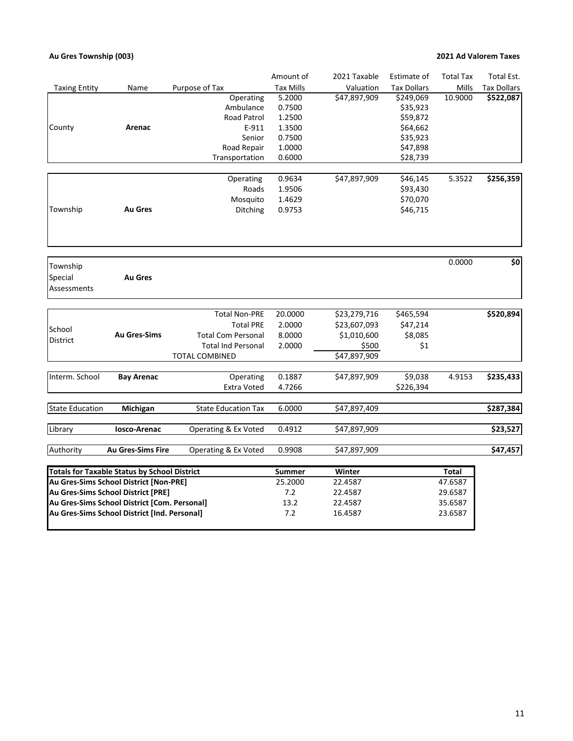**Au Gres Township (003)**

**2021 Ad Valorem Taxes**

| Taxing Entity | Name | Purpose of Tax | Amount of Tax Mills | 2021 Taxable Valuation | Estimate of Tax Dollars | Total Tax Mills | Total Est. Tax Dollars |
|---|---|---|---|---|---|---|---|
| County | **Arenac** | Operating | 5.2000 | $47,897,909 | $249,069 | 10.9000 | **$522,087** |
| | | Ambulance | 0.7500 | | $35,923 | | |
| | | Road Patrol | 1.2500 | | $59,872 | | |
| | | E-911 | 1.3500 | | $64,662 | | |
| | | Senior | 0.7500 | | $35,923 | | |
| | | Road Repair | 1.0000 | | $47,898 | | |
| | | Transportation | 0.6000 | | $28,739 | | |
| Township | **Au Gres** | Operating | 0.9634 | $47,897,909 | $46,145 | 5.3522 | **$256,359** |
| | | Roads | 1.9506 | | $93,430 | | |
| | | Mosquito | 1.4629 | | $70,070 | | |
| | | Ditching | 0.9753 | | $46,715 | | |
| Township Special Assessments | **Au Gres** | | | | | 0.0000 | **$0** |
| School District | **Au Gres-Sims** | Total Non-PRE | 20.0000 | $23,279,716 | $465,594 | | **$520,894** |
| | | Total PRE | 2.0000 | $23,607,093 | $47,214 | | |
| | | Total Com Personal | 8.0000 | $1,010,600 | $8,085 | | |
| | | Total Ind Personal | 2.0000 | $500 | $1 | | |
| | | TOTAL COMBINED | | $47,897,909 | | | |
| Interm. School | **Bay Arenac** | Operating | 0.1887 | $47,897,909 | $9,038 | 4.9153 | **$235,433** |
| | | Extra Voted | 4.7266 | | $226,394 | | |
| State Education | **Michigan** | State Education Tax | 6.0000 | $47,897,409 | | | **$287,384** |
| Library | **Iosco-Arenac** | Operating & Ex Voted | 0.4912 | $47,897,909 | | | **$23,527** |
| Authority | **Au Gres-Sims Fire** | Operating & Ex Voted | 0.9908 | $47,897,909 | | | **$47,457** |

| **Totals for Taxable Status by School District** | **Summer** | **Winter** | **Total** |
|---|---|---|---|
| **Au Gres-Sims School District [Non-PRE]** | 25.2000 | 22.4587 | 47.6587 |
| **Au Gres-Sims School District [PRE]** | 7.2 | 22.4587 | 29.6587 |
| **Au Gres-Sims School District [Com. Personal]** | 13.2 | 22.4587 | 35.6587 |
| **Au Gres-Sims School District [Ind. Personal]** | 7.2 | 16.4587 | 23.6587 |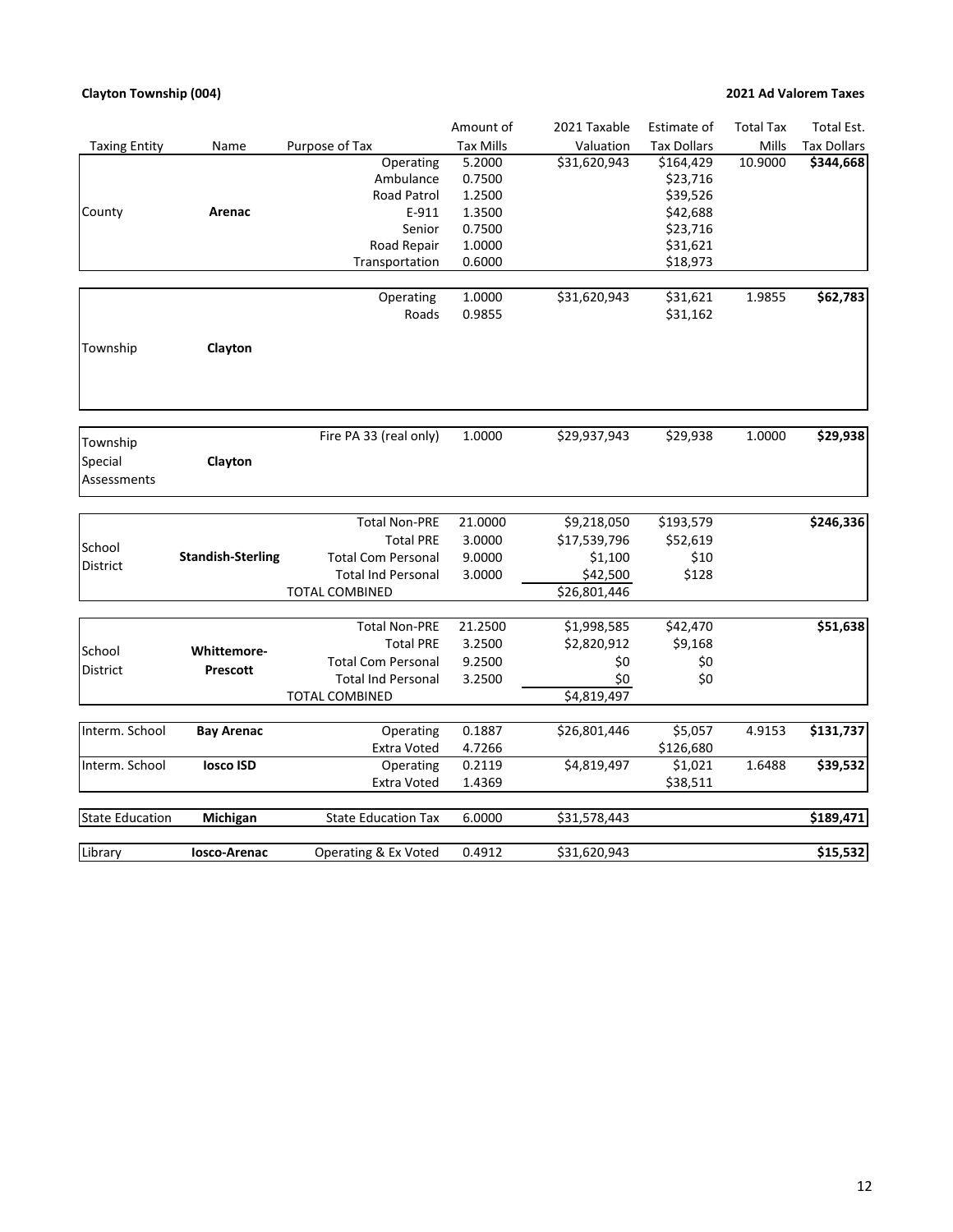**Clayton Township (004)**

**2021 Ad Valorem Taxes**

| Taxing Entity | Name | Purpose of Tax | Amount of Tax Mills | 2021 Taxable Valuation | Estimate of Tax Dollars | Total Tax Mills | Total Est. Tax Dollars |
|---|---|---|---|---|---|---|---|
| County | **Arenac** | Operating | 5.2000 | $31,620,943 | $164,429 | 10.9000 | **$344,668** |
| | | Ambulance | 0.7500 | | $23,716 | | |
| | | Road Patrol | 1.2500 | | $39,526 | | |
| | | E-911 | 1.3500 | | $42,688 | | |
| | | Senior | 0.7500 | | $23,716 | | |
| | | Road Repair | 1.0000 | | $31,621 | | |
| | | Transportation | 0.6000 | | $18,973 | | |
| Township | **Clayton** | Operating | 1.0000 | $31,620,943 | $31,621 | 1.9855 | **$62,783** |
| | | Roads | 0.9855 | | $31,162 | | |
| Township Special Assessments | **Clayton** | Fire PA 33 (real only) | 1.0000 | $29,937,943 | $29,938 | 1.0000 | **$29,938** |
| School District | **Standish-Sterling** | Total Non-PRE | 21.0000 | $9,218,050 | $193,579 | | **$246,336** |
| | | Total PRE | 3.0000 | $17,539,796 | $52,619 | | |
| | | Total Com Personal | 9.0000 | $1,100 | $10 | | |
| | | Total Ind Personal | 3.0000 | $42,500 | $128 | | |
| | | TOTAL COMBINED | | $26,801,446 | | | |
| School District | **Whittemore-Prescott** | Total Non-PRE | 21.2500 | $1,998,585 | $42,470 | | **$51,638** |
| | | Total PRE | 3.2500 | $2,820,912 | $9,168 | | |
| | | Total Com Personal | 9.2500 | $0 | $0 | | |
| | | Total Ind Personal | 3.2500 | $0 | $0 | | |
| | | TOTAL COMBINED | | $4,819,497 | | | |
| Interm. School | **Bay Arenac** | Operating | 0.1887 | $26,801,446 | $5,057 | 4.9153 | **$131,737** |
| | | Extra Voted | 4.7266 | | $126,680 | | |
| Interm. School | **Iosco ISD** | Operating | 0.2119 | $4,819,497 | $1,021 | 1.6488 | **$39,532** |
| | | Extra Voted | 1.4369 | | $38,511 | | |
| State Education | **Michigan** | State Education Tax | 6.0000 | $31,578,443 | | | **$189,471** |
| Library | **Iosco-Arenac** | Operating & Ex Voted | 0.4912 | $31,620,943 | | | **$15,532** |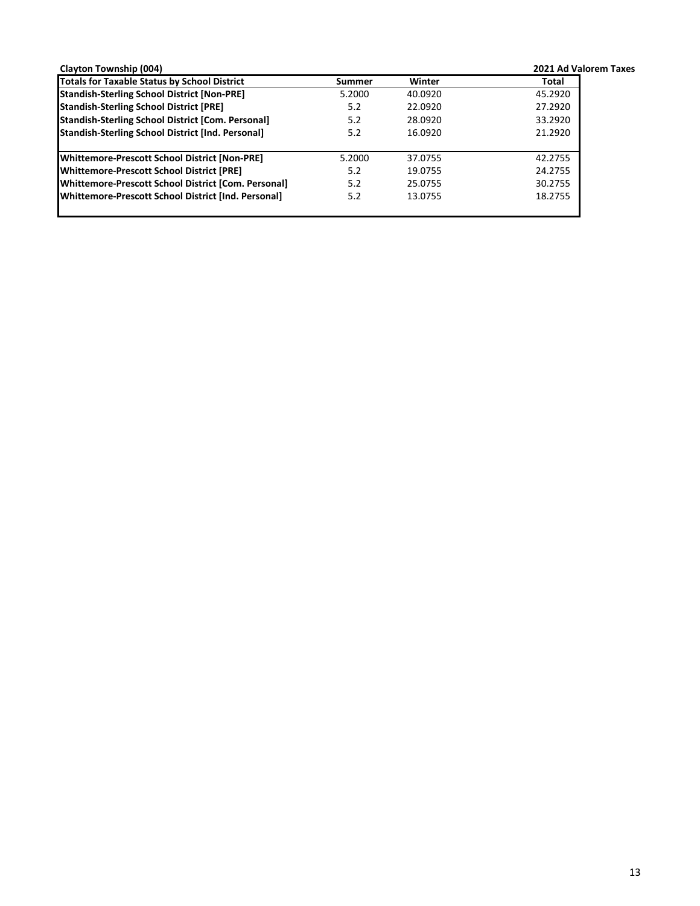**Clayton Township (004)** **2021 Ad Valorem Taxes**

| Totals for Taxable Status by School District | Summer | Winter | Total |
|---|---|---|---|
| Standish-Sterling School District [Non-PRE] | 5.2000 | 40.0920 | 45.2920 |
| Standish-Sterling School District [PRE] | 5.2 | 22.0920 | 27.2920 |
| Standish-Sterling School District [Com. Personal] | 5.2 | 28.0920 | 33.2920 |
| Standish-Sterling School District [Ind. Personal] | 5.2 | 16.0920 | 21.2920 |
| | | | |
| Whittemore-Prescott School District [Non-PRE] | 5.2000 | 37.0755 | 42.2755 |
| Whittemore-Prescott School District [PRE] | 5.2 | 19.0755 | 24.2755 |
| Whittemore-Prescott School District [Com. Personal] | 5.2 | 25.0755 | 30.2755 |
| Whittemore-Prescott School District [Ind. Personal] | 5.2 | 13.0755 | 18.2755 |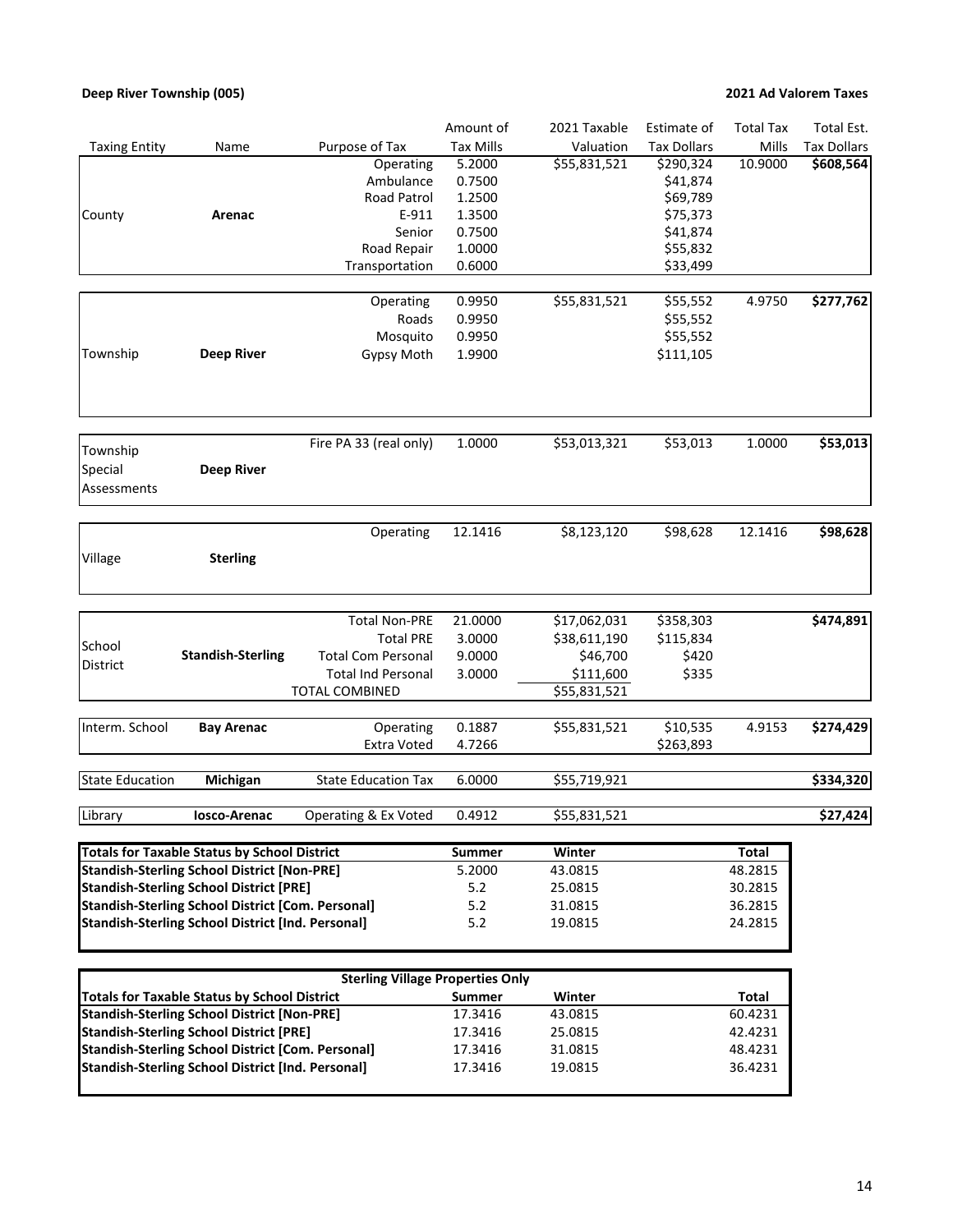**Deep River Township (005)**

**2021 Ad Valorem Taxes**

| Taxing Entity | Name | Purpose of Tax | Amount of Tax Mills | 2021 Taxable Valuation | Estimate of Tax Dollars | Total Tax Mills | Total Est. Tax Dollars |
|---|---|---|---|---|---|---|---|
| County | **Arenac** | Operating | 5.2000 | $55,831,521 | $290,324 | 10.9000 | **$608,564** |
| | | Ambulance | 0.7500 | | $41,874 | | |
| | | Road Patrol | 1.2500 | | $69,789 | | |
| | | E-911 | 1.3500 | | $75,373 | | |
| | | Senior | 0.7500 | | $41,874 | | |
| | | Road Repair | 1.0000 | | $55,832 | | |
| | | Transportation | 0.6000 | | $33,499 | | |
| Township | **Deep River** | Operating | 0.9950 | $55,831,521 | $55,552 | 4.9750 | **$277,762** |
| | | Roads | 0.9950 | | $55,552 | | |
| | | Mosquito | 0.9950 | | $55,552 | | |
| | | Gypsy Moth | 1.9900 | | $111,105 | | |
| Township Special Assessments | **Deep River** | Fire PA 33 (real only) | 1.0000 | $53,013,321 | $53,013 | 1.0000 | **$53,013** |
| Village | **Sterling** | Operating | 12.1416 | $8,123,120 | $98,628 | 12.1416 | **$98,628** |
| School District | **Standish-Sterling** | Total Non-PRE | 21.0000 | $17,062,031 | $358,303 | | **$474,891** |
| | | Total PRE | 3.0000 | $38,611,190 | $115,834 | | |
| | | Total Com Personal | 9.0000 | $46,700 | $420 | | |
| | | Total Ind Personal | 3.0000 | $111,600 | $335 | | |
| | | TOTAL COMBINED | | $55,831,521 | | | |
| Interm. School | **Bay Arenac** | Operating | 0.1887 | $55,831,521 | $10,535 | 4.9153 | **$274,429** |
| | | Extra Voted | 4.7266 | | $263,893 | | |
| State Education | **Michigan** | State Education Tax | 6.0000 | $55,719,921 | | | **$334,320** |
| Library | **Iosco-Arenac** | Operating & Ex Voted | 0.4912 | $55,831,521 | | | **$27,424** |

| **Totals for Taxable Status by School District** | **Summer** | **Winter** | **Total** |
|---|---|---|---|
| **Standish-Sterling School District [Non-PRE]** | 5.2000 | 43.0815 | 48.2815 |
| **Standish-Sterling School District [PRE]** | 5.2 | 25.0815 | 30.2815 |
| **Standish-Sterling School District [Com. Personal]** | 5.2 | 31.0815 | 36.2815 |
| **Standish-Sterling School District [Ind. Personal]** | 5.2 | 19.0815 | 24.2815 |

**Sterling Village Properties Only**

| **Totals for Taxable Status by School District** | **Summer** | **Winter** | **Total** |
|---|---|---|---|
| **Standish-Sterling School District [Non-PRE]** | 17.3416 | 43.0815 | 60.4231 |
| **Standish-Sterling School District [PRE]** | 17.3416 | 25.0815 | 42.4231 |
| **Standish-Sterling School District [Com. Personal]** | 17.3416 | 31.0815 | 48.4231 |
| **Standish-Sterling School District [Ind. Personal]** | 17.3416 | 19.0815 | 36.4231 |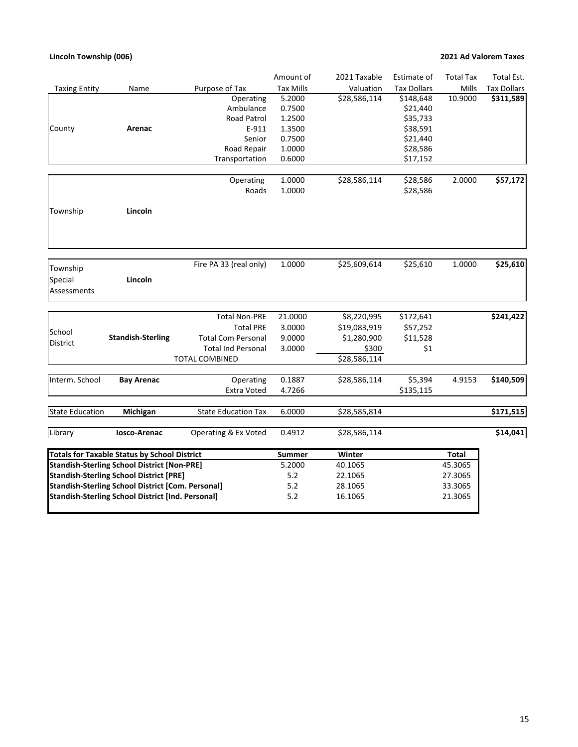**Lincoln Township (006)** **2021 Ad Valorem Taxes**

| Taxing Entity | Name | Purpose of Tax | Amount of Tax Mills | 2021 Taxable Valuation | Estimate of Tax Dollars | Total Tax Mills | Total Est. Tax Dollars |
|---|---|---|---|---|---|---|---|
| County | **Arenac** | Operating | 5.2000 | $28,586,114 | $148,648 | 10.9000 | **$311,589** |
| | | Ambulance | 0.7500 | | $21,440 | | |
| | | Road Patrol | 1.2500 | | $35,733 | | |
| | | E-911 | 1.3500 | | $38,591 | | |
| | | Senior | 0.7500 | | $21,440 | | |
| | | Road Repair | 1.0000 | | $28,586 | | |
| | | Transportation | 0.6000 | | $17,152 | | |
| Township | **Lincoln** | Operating | 1.0000 | $28,586,114 | $28,586 | 2.0000 | **$57,172** |
| | | Roads | 1.0000 | | $28,586 | | |
| Township Special Assessments | **Lincoln** | Fire PA 33 (real only) | 1.0000 | $25,609,614 | $25,610 | 1.0000 | **$25,610** |
| School District | **Standish-Sterling** | Total Non-PRE | 21.0000 | $8,220,995 | $172,641 | | **$241,422** |
| | | Total PRE | 3.0000 | $19,083,919 | $57,252 | | |
| | | Total Com Personal | 9.0000 | $1,280,900 | $11,528 | | |
| | | Total Ind Personal | 3.0000 | $300 | $1 | | |
| | | TOTAL COMBINED | | $28,586,114 | | | |
| Interm. School | **Bay Arenac** | Operating | 0.1887 | $28,586,114 | $5,394 | 4.9153 | **$140,509** |
| | | Extra Voted | 4.7266 | | $135,115 | | |
| State Education | **Michigan** | State Education Tax | 6.0000 | $28,585,814 | | | **$171,515** |
| Library | **Iosco-Arenac** | Operating & Ex Voted | 0.4912 | $28,586,114 | | | **$14,041** |

| **Totals for Taxable Status by School District** | **Summer** | **Winter** | **Total** |
|---|---|---|---|
| **Standish-Sterling School District [Non-PRE]** | 5.2000 | 40.1065 | 45.3065 |
| **Standish-Sterling School District [PRE]** | 5.2 | 22.1065 | 27.3065 |
| **Standish-Sterling School District [Com. Personal]** | 5.2 | 28.1065 | 33.3065 |
| **Standish-Sterling School District [Ind. Personal]** | 5.2 | 16.1065 | 21.3065 |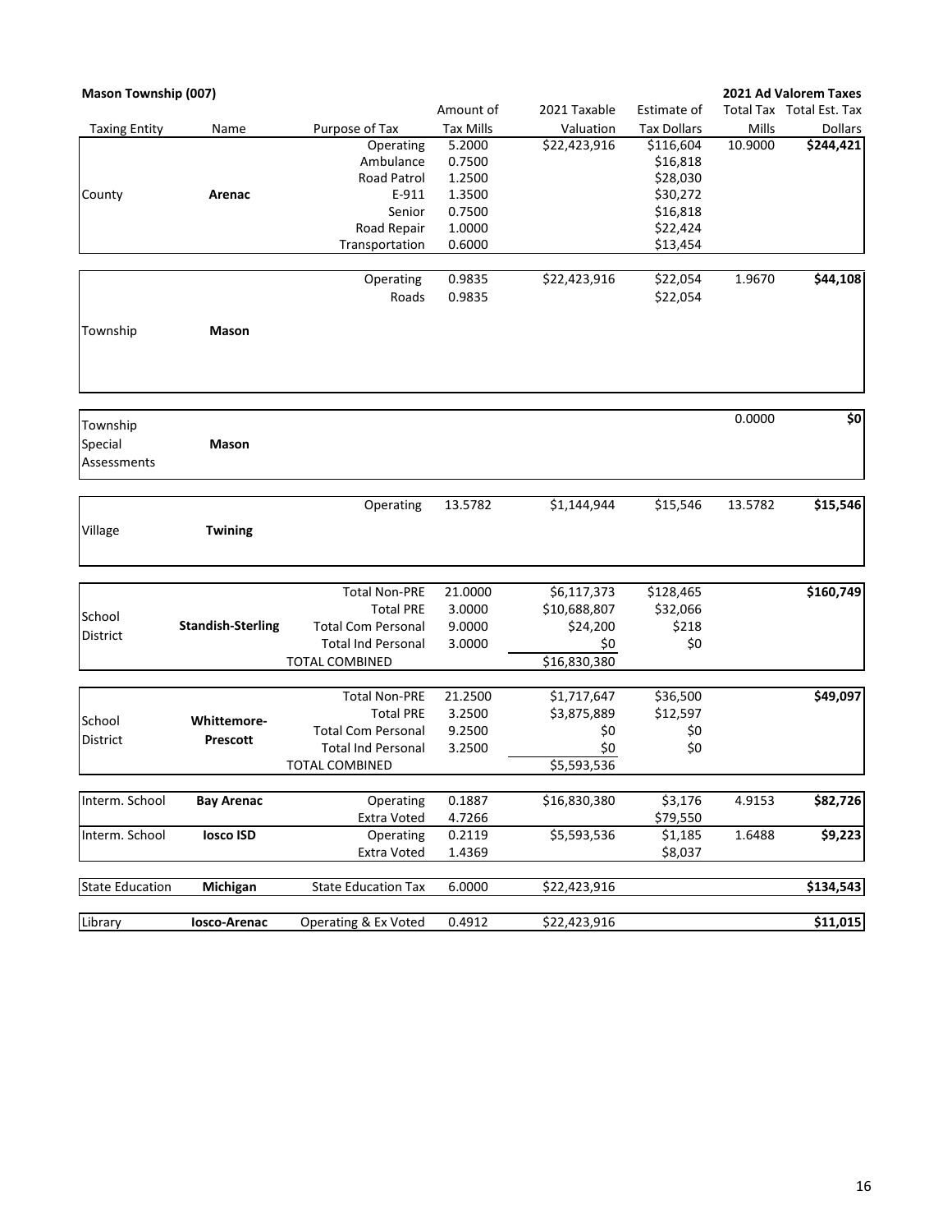**Mason Township (007)** | **2021 Ad Valorem Taxes**

| Taxing Entity | Name | Purpose of Tax | Amount of Tax Mills | 2021 Taxable Valuation | Estimate of Tax Dollars | Total Tax Mills | Total Est. Tax Dollars |
|---|---|---|---|---|---|---|---|
| County | **Arenac** | Operating | 5.2000 | $22,423,916 | $116,604 | 10.9000 | **$244,421** |
| | | Ambulance | 0.7500 | | $16,818 | | |
| | | Road Patrol | 1.2500 | | $28,030 | | |
| | | E-911 | 1.3500 | | $30,272 | | |
| | | Senior | 0.7500 | | $16,818 | | |
| | | Road Repair | 1.0000 | | $22,424 | | |
| | | Transportation | 0.6000 | | $13,454 | | |
| Township | **Mason** | Operating | 0.9835 | $22,423,916 | $22,054 | 1.9670 | **$44,108** |
| | | Roads | 0.9835 | | $22,054 | | |
| Township Special Assessments | **Mason** | | | | | 0.0000 | **$0** |
| Village | **Twining** | Operating | 13.5782 | $1,144,944 | $15,546 | 13.5782 | **$15,546** |
| School District | **Standish-Sterling** | Total Non-PRE | 21.0000 | $6,117,373 | $128,465 | | **$160,749** |
| | | Total PRE | 3.0000 | $10,688,807 | $32,066 | | |
| | | Total Com Personal | 9.0000 | $24,200 | $218 | | |
| | | Total Ind Personal | 3.0000 | $0 | $0 | | |
| | | TOTAL COMBINED | | $16,830,380 | | | |
| School District | **Whittemore-Prescott** | Total Non-PRE | 21.2500 | $1,717,647 | $36,500 | | **$49,097** |
| | | Total PRE | 3.2500 | $3,875,889 | $12,597 | | |
| | | Total Com Personal | 9.2500 | $0 | $0 | | |
| | | Total Ind Personal | 3.2500 | $0 | $0 | | |
| | | TOTAL COMBINED | | $5,593,536 | | | |
| Interm. School | **Bay Arenac** | Operating | 0.1887 | $16,830,380 | $3,176 | 4.9153 | **$82,726** |
| | | Extra Voted | 4.7266 | | $79,550 | | |
| Interm. School | **Iosco ISD** | Operating | 0.2119 | $5,593,536 | $1,185 | 1.6488 | **$9,223** |
| | | Extra Voted | 1.4369 | | $8,037 | | |
| State Education | **Michigan** | State Education Tax | 6.0000 | $22,423,916 | | | **$134,543** |
| Library | **Iosco-Arenac** | Operating & Ex Voted | 0.4912 | $22,423,916 | | | **$11,015** |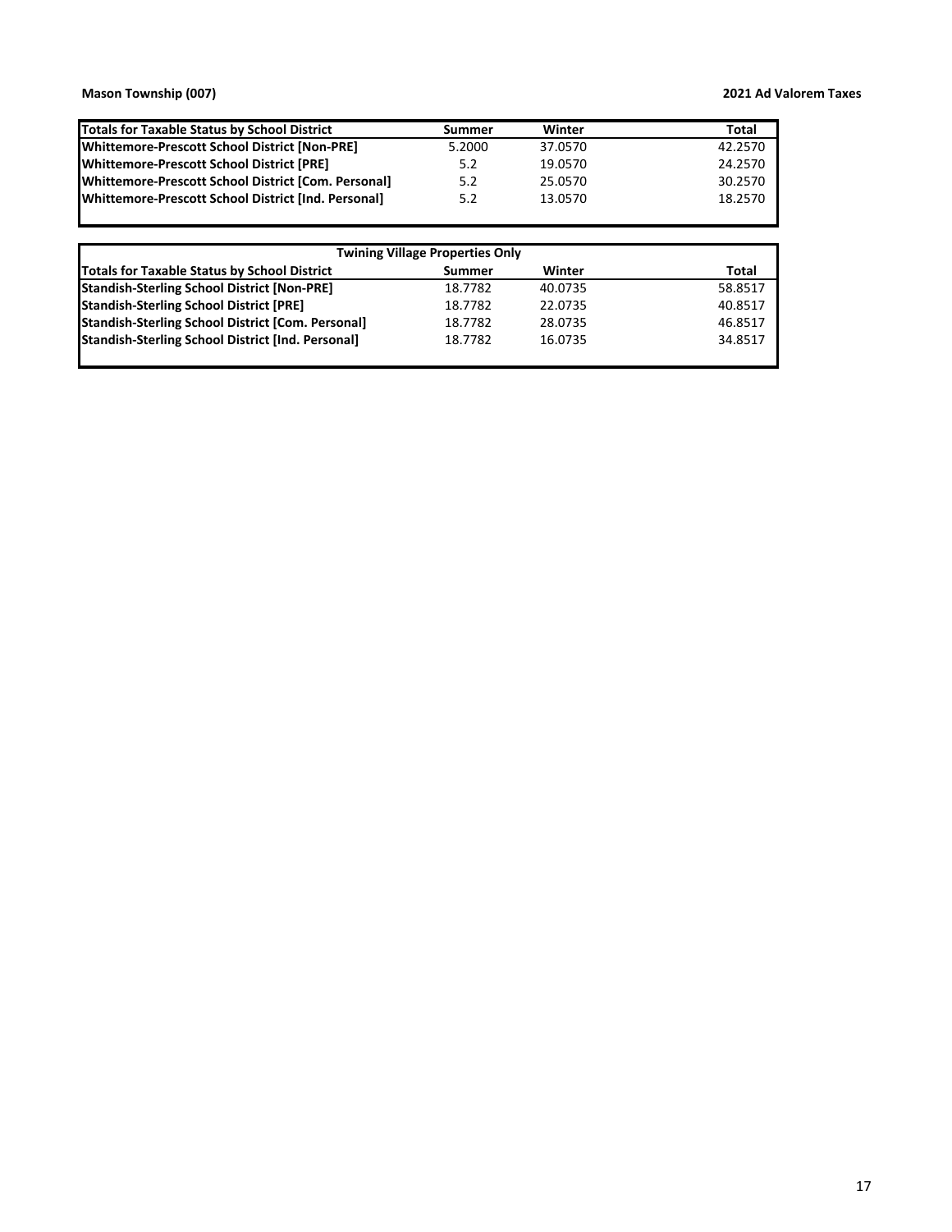**Mason Township (007)**

**2021 Ad Valorem Taxes**

| Totals for Taxable Status by School District | Summer | Winter | Total |
|---|---|---|---|
| **Whittemore-Prescott School District [Non-PRE]** | 5.2000 | 37.0570 | 42.2570 |
| **Whittemore-Prescott School District [PRE]** | 5.2 | 19.0570 | 24.2570 |
| **Whittemore-Prescott School District [Com. Personal]** | 5.2 | 25.0570 | 30.2570 |
| **Whittemore-Prescott School District [Ind. Personal]** | 5.2 | 13.0570 | 18.2570 |

| Twining Village Properties Only | | | |
|---|---|---|---|
| **Totals for Taxable Status by School District** | **Summer** | **Winter** | **Total** |
| **Standish-Sterling School District [Non-PRE]** | 18.7782 | 40.0735 | 58.8517 |
| **Standish-Sterling School District [PRE]** | 18.7782 | 22.0735 | 40.8517 |
| **Standish-Sterling School District [Com. Personal]** | 18.7782 | 28.0735 | 46.8517 |
| **Standish-Sterling School District [Ind. Personal]** | 18.7782 | 16.0735 | 34.8517 |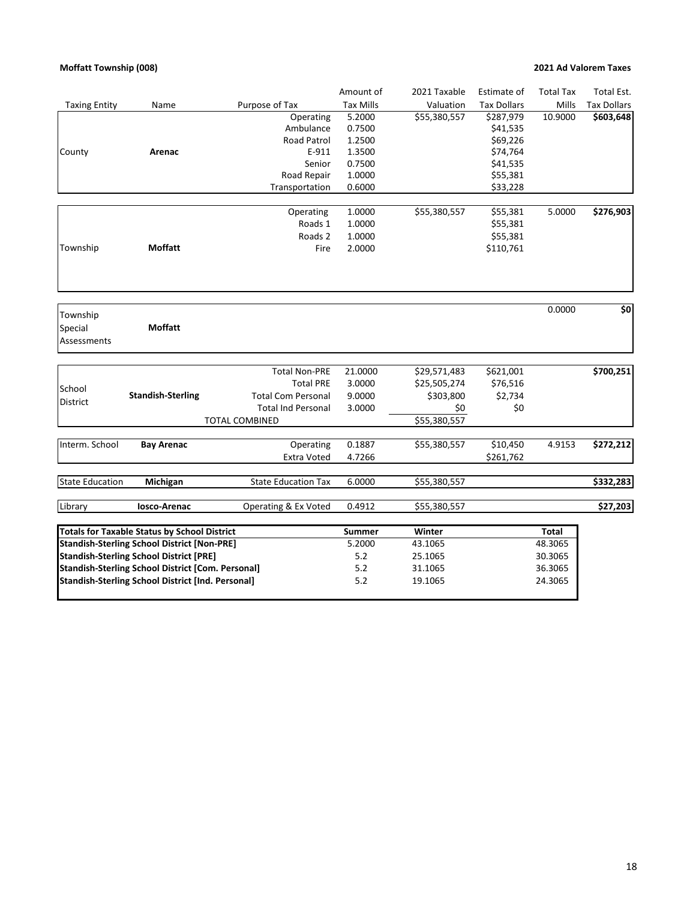**Moffatt Township (008)**

**2021 Ad Valorem Taxes**

| Taxing Entity | Name | Purpose of Tax | Amount of Tax Mills | 2021 Taxable Valuation | Estimate of Tax Dollars | Total Tax Mills | Total Est. Tax Dollars |
|---|---|---|---|---|---|---|---|
| County | **Arenac** | Operating | 5.2000 | $55,380,557 | $287,979 | 10.9000 | **$603,648** |
| | | Ambulance | 0.7500 | | $41,535 | | |
| | | Road Patrol | 1.2500 | | $69,226 | | |
| | | E-911 | 1.3500 | | $74,764 | | |
| | | Senior | 0.7500 | | $41,535 | | |
| | | Road Repair | 1.0000 | | $55,381 | | |
| | | Transportation | 0.6000 | | $33,228 | | |
| Township | **Moffatt** | Operating | 1.0000 | $55,380,557 | $55,381 | 5.0000 | **$276,903** |
| | | Roads 1 | 1.0000 | | $55,381 | | |
| | | Roads 2 | 1.0000 | | $55,381 | | |
| | | Fire | 2.0000 | | $110,761 | | |
| Township Special Assessments | **Moffatt** | | | | | 0.0000 | **$0** |
| School District | **Standish-Sterling** | Total Non-PRE | 21.0000 | $29,571,483 | $621,001 | | **$700,251** |
| | | Total PRE | 3.0000 | $25,505,274 | $76,516 | | |
| | | Total Com Personal | 9.0000 | $303,800 | $2,734 | | |
| | | Total Ind Personal | 3.0000 | $0 | $0 | | |
| | | TOTAL COMBINED | | $55,380,557 | | | |
| Interm. School | **Bay Arenac** | Operating | 0.1887 | $55,380,557 | $10,450 | 4.9153 | **$272,212** |
| | | Extra Voted | 4.7266 | | $261,762 | | |
| State Education | **Michigan** | State Education Tax | 6.0000 | $55,380,557 | | | **$332,283** |
| Library | **Iosco-Arenac** | Operating & Ex Voted | 0.4912 | $55,380,557 | | | **$27,203** |

| **Totals for Taxable Status by School District** | **Summer** | **Winter** | **Total** |
|---|---|---|---|
| **Standish-Sterling School District [Non-PRE]** | 5.2000 | 43.1065 | 48.3065 |
| **Standish-Sterling School District [PRE]** | 5.2 | 25.1065 | 30.3065 |
| **Standish-Sterling School District [Com. Personal]** | 5.2 | 31.1065 | 36.3065 |
| **Standish-Sterling School District [Ind. Personal]** | 5.2 | 19.1065 | 24.3065 |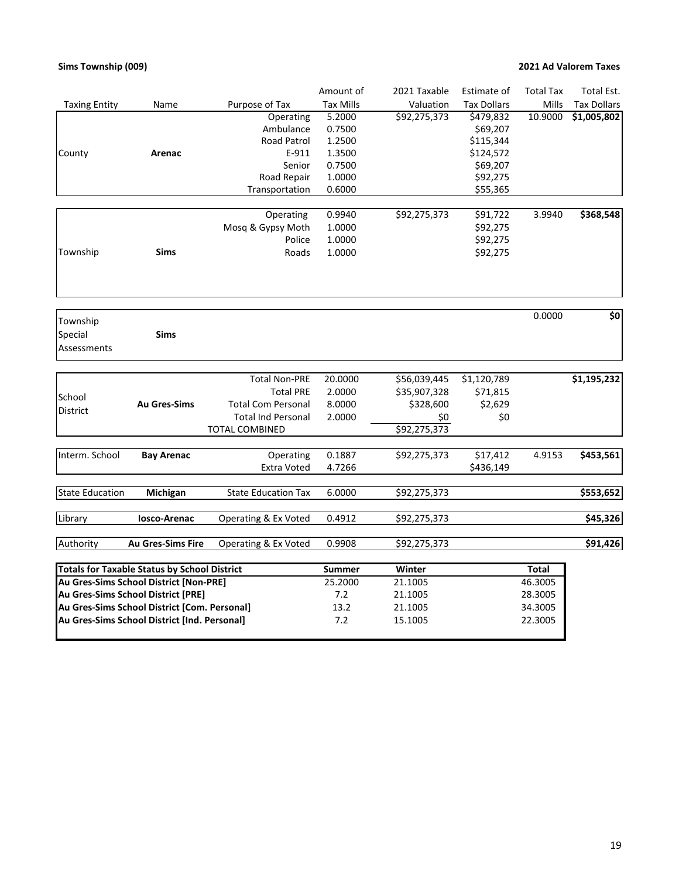**Sims Township (009)** **2021 Ad Valorem Taxes**

| Taxing Entity | Name | Purpose of Tax | Amount of Tax Mills | 2021 Taxable Valuation | Estimate of Tax Dollars | Total Tax Mills | Total Est. Tax Dollars |
|---|---|---|---|---|---|---|---|
| County | **Arenac** | Operating | 5.2000 | $92,275,373 | $479,832 | 10.9000 | **$1,005,802** |
| | | Ambulance | 0.7500 | | $69,207 | | |
| | | Road Patrol | 1.2500 | | $115,344 | | |
| | | E-911 | 1.3500 | | $124,572 | | |
| | | Senior | 0.7500 | | $69,207 | | |
| | | Road Repair | 1.0000 | | $92,275 | | |
| | | Transportation | 0.6000 | | $55,365 | | |
| Township | **Sims** | Operating | 0.9940 | $92,275,373 | $91,722 | 3.9940 | **$368,548** |
| | | Mosq & Gypsy Moth | 1.0000 | | $92,275 | | |
| | | Police | 1.0000 | | $92,275 | | |
| | | Roads | 1.0000 | | $92,275 | | |
| Township Special Assessments | **Sims** | | | | | 0.0000 | **$0** |
| School District | **Au Gres-Sims** | Total Non-PRE | 20.0000 | $56,039,445 | $1,120,789 | | **$1,195,232** |
| | | Total PRE | 2.0000 | $35,907,328 | $71,815 | | |
| | | Total Com Personal | 8.0000 | $328,600 | $2,629 | | |
| | | Total Ind Personal | 2.0000 | $0 | $0 | | |
| | | TOTAL COMBINED | | $92,275,373 | | | |
| Interm. School | **Bay Arenac** | Operating | 0.1887 | $92,275,373 | $17,412 | 4.9153 | **$453,561** |
| | | Extra Voted | 4.7266 | | $436,149 | | |
| State Education | **Michigan** | State Education Tax | 6.0000 | $92,275,373 | | | **$553,652** |
| Library | **Iosco-Arenac** | Operating & Ex Voted | 0.4912 | $92,275,373 | | | **$45,326** |
| Authority | **Au Gres-Sims Fire** | Operating & Ex Voted | 0.9908 | $92,275,373 | | | **$91,426** |

| **Totals for Taxable Status by School District** | **Summer** | **Winter** | **Total** |
|---|---|---|---|
| **Au Gres-Sims School District [Non-PRE]** | 25.2000 | 21.1005 | 46.3005 |
| **Au Gres-Sims School District [PRE]** | 7.2 | 21.1005 | 28.3005 |
| **Au Gres-Sims School District [Com. Personal]** | 13.2 | 21.1005 | 34.3005 |
| **Au Gres-Sims School District [Ind. Personal]** | 7.2 | 15.1005 | 22.3005 |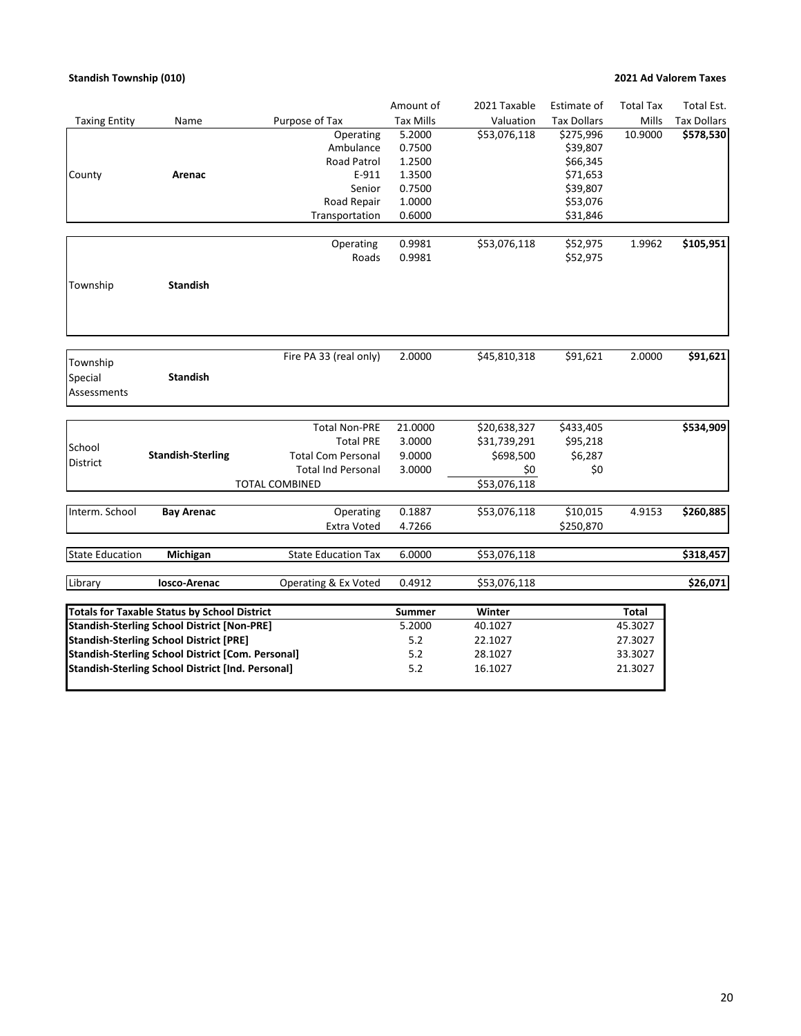**Standish Township (010)** **2021 Ad Valorem Taxes**

| Taxing Entity | Name | Purpose of Tax | Amount of Tax Mills | 2021 Taxable Valuation | Estimate of Tax Dollars | Total Tax Mills | Total Est. Tax Dollars |
|---|---|---|---|---|---|---|---|
| County | **Arenac** | Operating | 5.2000 | $53,076,118 | $275,996 | 10.9000 | **$578,530** |
| | | Ambulance | 0.7500 | | $39,807 | | |
| | | Road Patrol | 1.2500 | | $66,345 | | |
| | | E-911 | 1.3500 | | $71,653 | | |
| | | Senior | 0.7500 | | $39,807 | | |
| | | Road Repair | 1.0000 | | $53,076 | | |
| | | Transportation | 0.6000 | | $31,846 | | |
| Township | **Standish** | Operating | 0.9981 | $53,076,118 | $52,975 | 1.9962 | **$105,951** |
| | | Roads | 0.9981 | | $52,975 | | |
| Township Special Assessments | **Standish** | Fire PA 33 (real only) | 2.0000 | $45,810,318 | $91,621 | 2.0000 | **$91,621** |
| School District | **Standish-Sterling** | Total Non-PRE | 21.0000 | $20,638,327 | $433,405 | | **$534,909** |
| | | Total PRE | 3.0000 | $31,739,291 | $95,218 | | |
| | | Total Com Personal | 9.0000 | $698,500 | $6,287 | | |
| | | Total Ind Personal | 3.0000 | $0 | $0 | | |
| | | TOTAL COMBINED | | $53,076,118 | | | |
| Interm. School | **Bay Arenac** | Operating | 0.1887 | $53,076,118 | $10,015 | 4.9153 | **$260,885** |
| | | Extra Voted | 4.7266 | | $250,870 | | |
| State Education | **Michigan** | State Education Tax | 6.0000 | $53,076,118 | | | **$318,457** |
| Library | **Iosco-Arenac** | Operating & Ex Voted | 0.4912 | $53,076,118 | | | **$26,071** |

| **Totals for Taxable Status by School District** | **Summer** | **Winter** | **Total** |
|---|---|---|---|
| **Standish-Sterling School District [Non-PRE]** | 5.2000 | 40.1027 | 45.3027 |
| **Standish-Sterling School District [PRE]** | 5.2 | 22.1027 | 27.3027 |
| **Standish-Sterling School District [Com. Personal]** | 5.2 | 28.1027 | 33.3027 |
| **Standish-Sterling School District [Ind. Personal]** | 5.2 | 16.1027 | 21.3027 |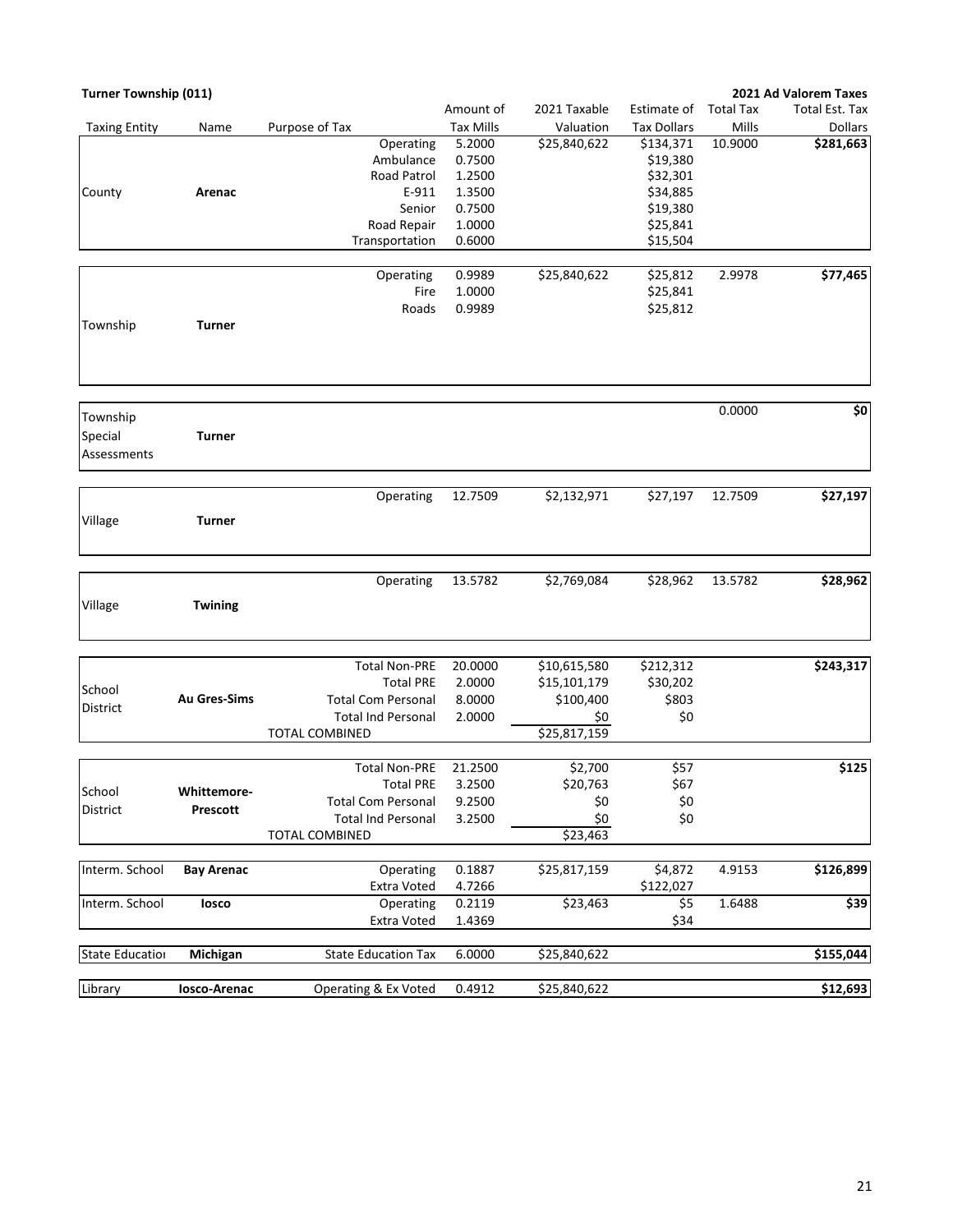**Turner Township (011)** **2021 Ad Valorem Taxes**

| Taxing Entity | Name | Purpose of Tax | Amount of Tax Mills | 2021 Taxable Valuation | Estimate of Tax Dollars | Total Tax Mills | Total Est. Tax Dollars |
|---|---|---|---|---|---|---|---|
| County | **Arenac** | Operating | 5.2000 | $25,840,622 | $134,371 | 10.9000 | **$281,663** |
| | | Ambulance | 0.7500 | | $19,380 | | |
| | | Road Patrol | 1.2500 | | $32,301 | | |
| | | E-911 | 1.3500 | | $34,885 | | |
| | | Senior | 0.7500 | | $19,380 | | |
| | | Road Repair | 1.0000 | | $25,841 | | |
| | | Transportation | 0.6000 | | $15,504 | | |
| Township | **Turner** | Operating | 0.9989 | $25,840,622 | $25,812 | 2.9978 | **$77,465** |
| | | Fire | 1.0000 | | $25,841 | | |
| | | Roads | 0.9989 | | $25,812 | | |
| Township Special Assessments | **Turner** | | | | | 0.0000 | **$0** |
| Village | **Turner** | Operating | 12.7509 | $2,132,971 | $27,197 | 12.7509 | **$27,197** |
| Village | **Twining** | Operating | 13.5782 | $2,769,084 | $28,962 | 13.5782 | **$28,962** |
| School District | **Au Gres-Sims** | Total Non-PRE | 20.0000 | $10,615,580 | $212,312 | | **$243,317** |
| | | Total PRE | 2.0000 | $15,101,179 | $30,202 | | |
| | | Total Com Personal | 8.0000 | $100,400 | $803 | | |
| | | Total Ind Personal | 2.0000 | $0 | $0 | | |
| | | TOTAL COMBINED | | $25,817,159 | | | |
| School District | **Whittemore-Prescott** | Total Non-PRE | 21.2500 | $2,700 | $57 | | **$125** |
| | | Total PRE | 3.2500 | $20,763 | $67 | | |
| | | Total Com Personal | 9.2500 | $0 | $0 | | |
| | | Total Ind Personal | 3.2500 | $0 | $0 | | |
| | | TOTAL COMBINED | | $23,463 | | | |
| Interm. School | **Bay Arenac** | Operating | 0.1887 | $25,817,159 | $4,872 | 4.9153 | **$126,899** |
| | | Extra Voted | 4.7266 | | $122,027 | | |
| Interm. School | **Iosco** | Operating | 0.2119 | $23,463 | $5 | 1.6488 | **$39** |
| | | Extra Voted | 1.4369 | | $34 | | |
| State Education | **Michigan** | State Education Tax | 6.0000 | $25,840,622 | | | **$155,044** |
| Library | **Iosco-Arenac** | Operating & Ex Voted | 0.4912 | $25,840,622 | | | **$12,693** |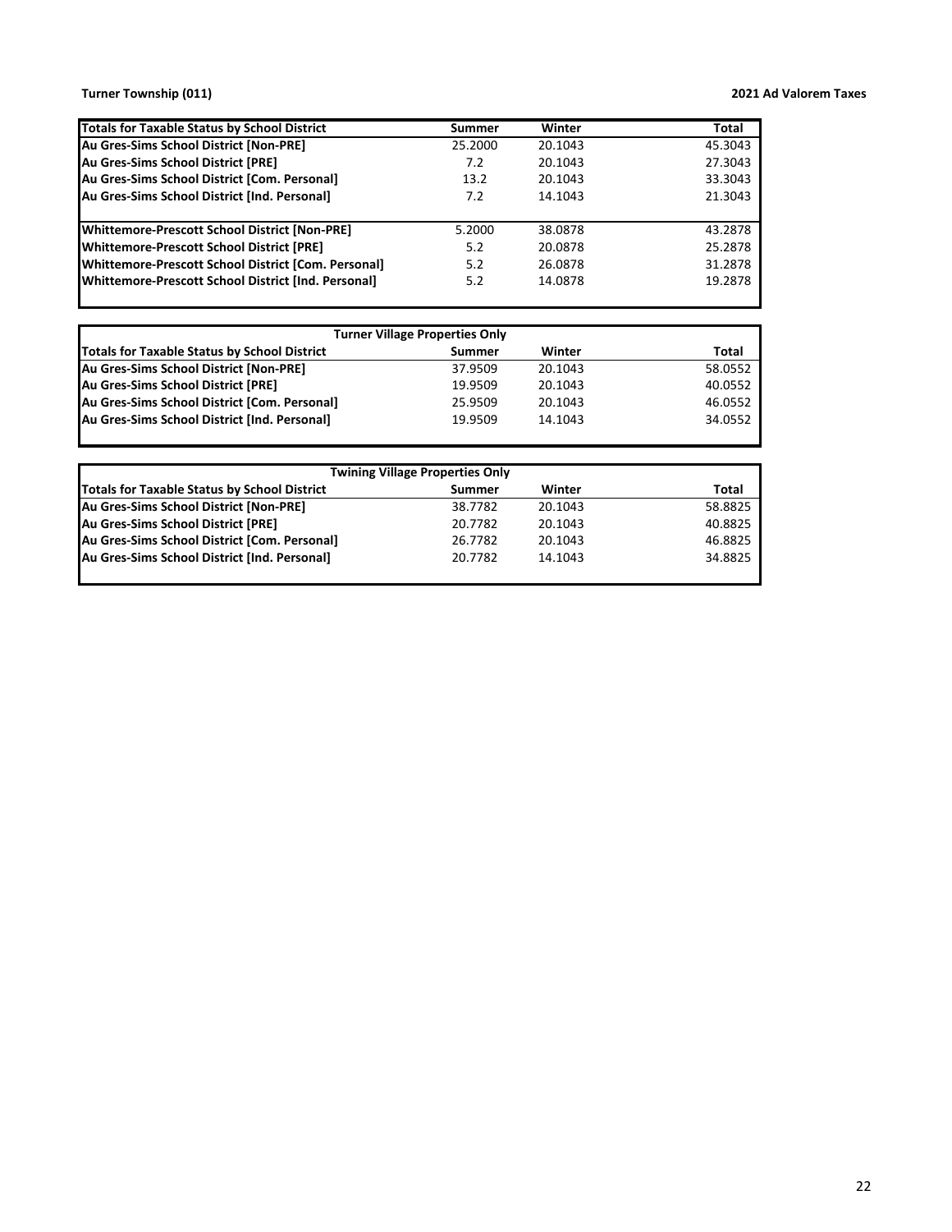**Turner Township (011)** **2021 Ad Valorem Taxes**

| Totals for Taxable Status by School District | Summer | Winter | Total |
|---|---|---|---|
| **Au Gres-Sims School District [Non-PRE]** | 25.2000 | 20.1043 | 45.3043 |
| **Au Gres-Sims School District [PRE]** | 7.2 | 20.1043 | 27.3043 |
| **Au Gres-Sims School District [Com. Personal]** | 13.2 | 20.1043 | 33.3043 |
| **Au Gres-Sims School District [Ind. Personal]** | 7.2 | 14.1043 | 21.3043 |
| | | | |
| **Whittemore-Prescott School District [Non-PRE]** | 5.2000 | 38.0878 | 43.2878 |
| **Whittemore-Prescott School District [PRE]** | 5.2 | 20.0878 | 25.2878 |
| **Whittemore-Prescott School District [Com. Personal]** | 5.2 | 26.0878 | 31.2878 |
| **Whittemore-Prescott School District [Ind. Personal]** | 5.2 | 14.0878 | 19.2878 |

| Turner Village Properties Only | | | |
|---|---|---|---|
| **Totals for Taxable Status by School District** | **Summer** | **Winter** | **Total** |
| **Au Gres-Sims School District [Non-PRE]** | 37.9509 | 20.1043 | 58.0552 |
| **Au Gres-Sims School District [PRE]** | 19.9509 | 20.1043 | 40.0552 |
| **Au Gres-Sims School District [Com. Personal]** | 25.9509 | 20.1043 | 46.0552 |
| **Au Gres-Sims School District [Ind. Personal]** | 19.9509 | 14.1043 | 34.0552 |

| Twining Village Properties Only | | | |
|---|---|---|---|
| **Totals for Taxable Status by School District** | **Summer** | **Winter** | **Total** |
| **Au Gres-Sims School District [Non-PRE]** | 38.7782 | 20.1043 | 58.8825 |
| **Au Gres-Sims School District [PRE]** | 20.7782 | 20.1043 | 40.8825 |
| **Au Gres-Sims School District [Com. Personal]** | 26.7782 | 20.1043 | 46.8825 |
| **Au Gres-Sims School District [Ind. Personal]** | 20.7782 | 14.1043 | 34.8825 |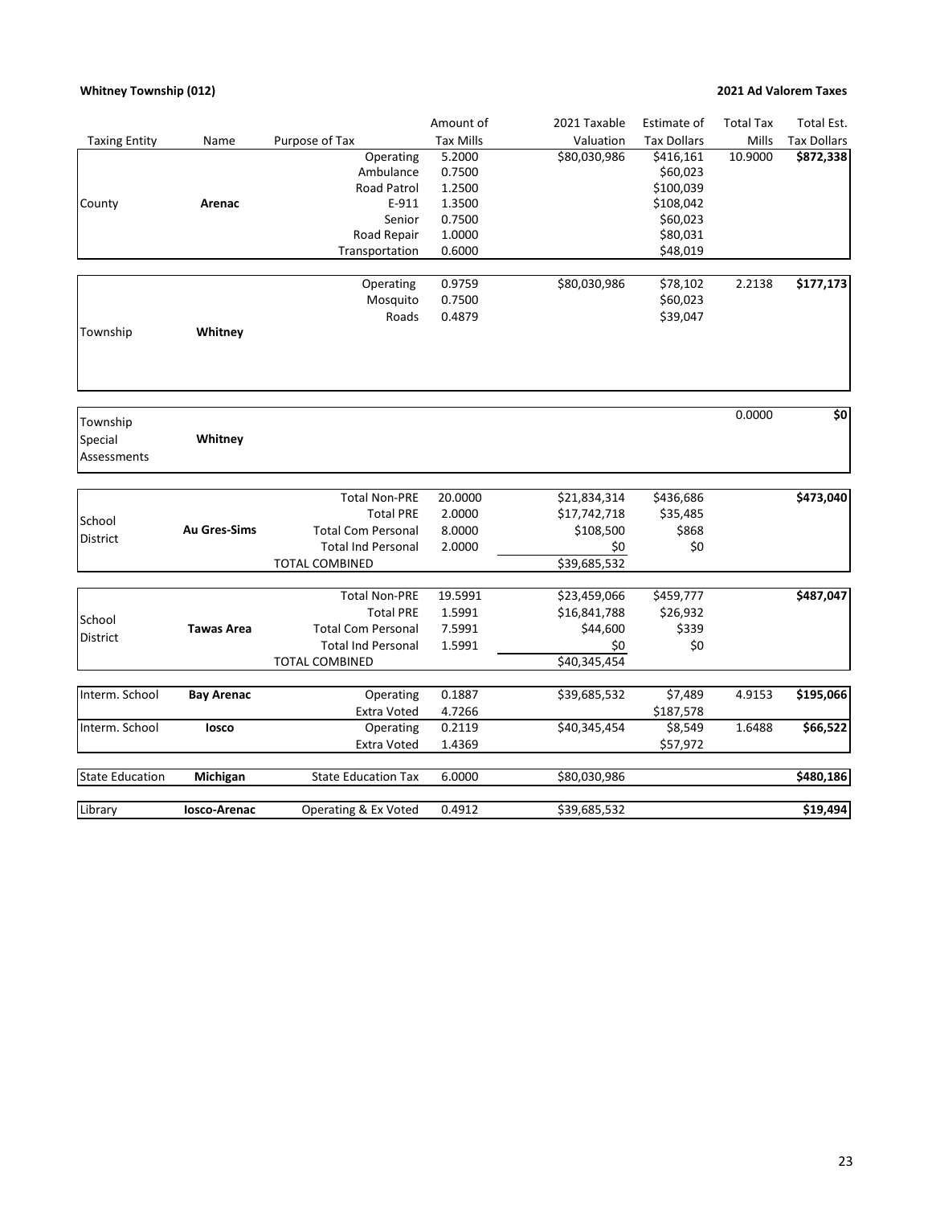**Whitney Township (012)** **2021 Ad Valorem Taxes**

| Taxing Entity | Name | Purpose of Tax | Amount of Tax Mills | 2021 Taxable Valuation | Estimate of Tax Dollars | Total Tax Mills | Total Est. Tax Dollars |
|---|---|---|---|---|---|---|---|
| County | **Arenac** | Operating | 5.2000 | $80,030,986 | $416,161 | 10.9000 | **$872,338** |
| | | Ambulance | 0.7500 | | $60,023 | | |
| | | Road Patrol | 1.2500 | | $100,039 | | |
| | | E-911 | 1.3500 | | $108,042 | | |
| | | Senior | 0.7500 | | $60,023 | | |
| | | Road Repair | 1.0000 | | $80,031 | | |
| | | Transportation | 0.6000 | | $48,019 | | |
| Township | **Whitney** | Operating | 0.9759 | $80,030,986 | $78,102 | 2.2138 | **$177,173** |
| | | Mosquito | 0.7500 | | $60,023 | | |
| | | Roads | 0.4879 | | $39,047 | | |
| Township Special Assessments | **Whitney** | | | | | 0.0000 | **$0** |
| School District | **Au Gres-Sims** | Total Non-PRE | 20.0000 | $21,834,314 | $436,686 | | **$473,040** |
| | | Total PRE | 2.0000 | $17,742,718 | $35,485 | | |
| | | Total Com Personal | 8.0000 | $108,500 | $868 | | |
| | | Total Ind Personal | 2.0000 | $0 | $0 | | |
| | | TOTAL COMBINED | | $39,685,532 | | | |
| School District | **Tawas Area** | Total Non-PRE | 19.5991 | $23,459,066 | $459,777 | | **$487,047** |
| | | Total PRE | 1.5991 | $16,841,788 | $26,932 | | |
| | | Total Com Personal | 7.5991 | $44,600 | $339 | | |
| | | Total Ind Personal | 1.5991 | $0 | $0 | | |
| | | TOTAL COMBINED | | $40,345,454 | | | |
| Interm. School | **Bay Arenac** | Operating | 0.1887 | $39,685,532 | $7,489 | 4.9153 | **$195,066** |
| | | Extra Voted | 4.7266 | | $187,578 | | |
| Interm. School | **Iosco** | Operating | 0.2119 | $40,345,454 | $8,549 | 1.6488 | **$66,522** |
| | | Extra Voted | 1.4369 | | $57,972 | | |
| State Education | **Michigan** | State Education Tax | 6.0000 | $80,030,986 | | | **$480,186** |
| Library | **Iosco-Arenac** | Operating & Ex Voted | 0.4912 | $39,685,532 | | | **$19,494** |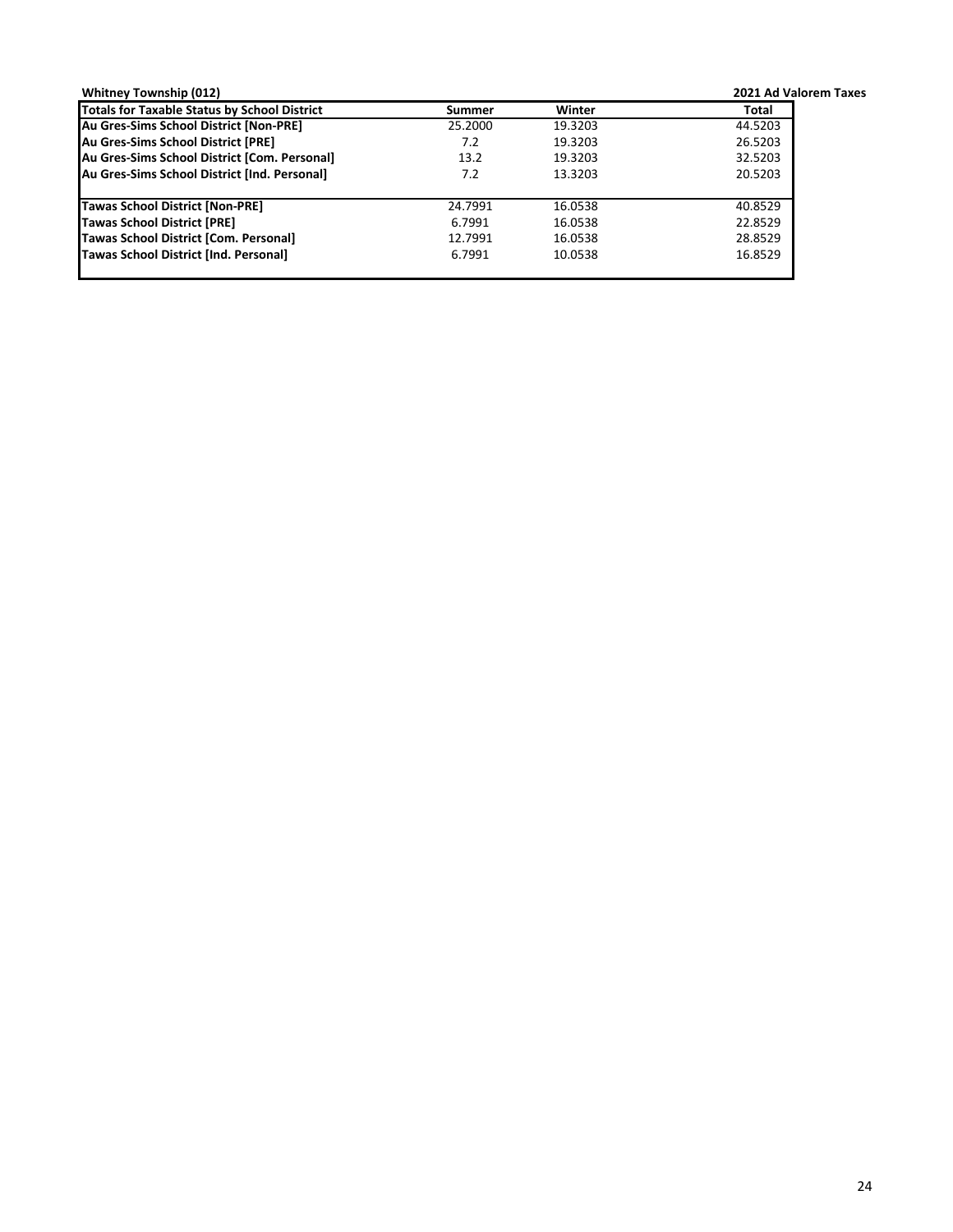**Whitney Township (012)** **2021 Ad Valorem Taxes**

| Totals for Taxable Status by School District | Summer | Winter | Total |
|---|---|---|---|
| Au Gres-Sims School District [Non-PRE] | 25.2000 | 19.3203 | 44.5203 |
| Au Gres-Sims School District [PRE] | 7.2 | 19.3203 | 26.5203 |
| Au Gres-Sims School District [Com. Personal] | 13.2 | 19.3203 | 32.5203 |
| Au Gres-Sims School District [Ind. Personal] | 7.2 | 13.3203 | 20.5203 |
| | | | |
| Tawas School District [Non-PRE] | 24.7991 | 16.0538 | 40.8529 |
| Tawas School District [PRE] | 6.7991 | 16.0538 | 22.8529 |
| Tawas School District [Com. Personal] | 12.7991 | 16.0538 | 28.8529 |
| Tawas School District [Ind. Personal] | 6.7991 | 10.0538 | 16.8529 |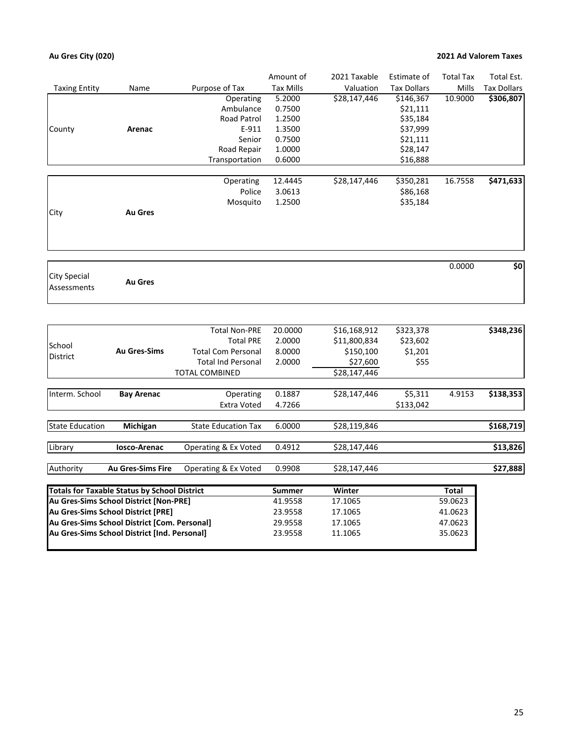**Au Gres City (020)**

**2021 Ad Valorem Taxes**

| Taxing Entity | Name | Purpose of Tax | Amount of Tax Mills | 2021 Taxable Valuation | Estimate of Tax Dollars | Total Tax Mills | Total Est. Tax Dollars |
|---|---|---|---|---|---|---|---|
| County | **Arenac** | Operating | 5.2000 | $28,147,446 | $146,367 | 10.9000 | **$306,807** |
| | | Ambulance | 0.7500 | | $21,111 | | |
| | | Road Patrol | 1.2500 | | $35,184 | | |
| | | E-911 | 1.3500 | | $37,999 | | |
| | | Senior | 0.7500 | | $21,111 | | |
| | | Road Repair | 1.0000 | | $28,147 | | |
| | | Transportation | 0.6000 | | $16,888 | | |
| City | **Au Gres** | Operating | 12.4445 | $28,147,446 | $350,281 | 16.7558 | **$471,633** |
| | | Police | 3.0613 | | $86,168 | | |
| | | Mosquito | 1.2500 | | $35,184 | | |
| City Special Assessments | **Au Gres** | | | | | 0.0000 | **$0** |
| School District | **Au Gres-Sims** | Total Non-PRE | 20.0000 | $16,168,912 | $323,378 | | **$348,236** |
| | | Total PRE | 2.0000 | $11,800,834 | $23,602 | | |
| | | Total Com Personal | 8.0000 | $150,100 | $1,201 | | |
| | | Total Ind Personal | 2.0000 | $27,600 | $55 | | |
| | | TOTAL COMBINED | | $28,147,446 | | | |
| Interm. School | **Bay Arenac** | Operating | 0.1887 | $28,147,446 | $5,311 | 4.9153 | **$138,353** |
| | | Extra Voted | 4.7266 | | $133,042 | | |
| State Education | **Michigan** | State Education Tax | 6.0000 | $28,119,846 | | | **$168,719** |
| Library | **Iosco-Arenac** | Operating & Ex Voted | 0.4912 | $28,147,446 | | | **$13,826** |
| Authority | **Au Gres-Sims Fire** | Operating & Ex Voted | 0.9908 | $28,147,446 | | | **$27,888** |

| **Totals for Taxable Status by School District** | **Summer** | **Winter** | **Total** |
|---|---|---|---|
| **Au Gres-Sims School District [Non-PRE]** | 41.9558 | 17.1065 | 59.0623 |
| **Au Gres-Sims School District [PRE]** | 23.9558 | 17.1065 | 41.0623 |
| **Au Gres-Sims School District [Com. Personal]** | 29.9558 | 17.1065 | 47.0623 |
| **Au Gres-Sims School District [Ind. Personal]** | 23.9558 | 11.1065 | 35.0623 |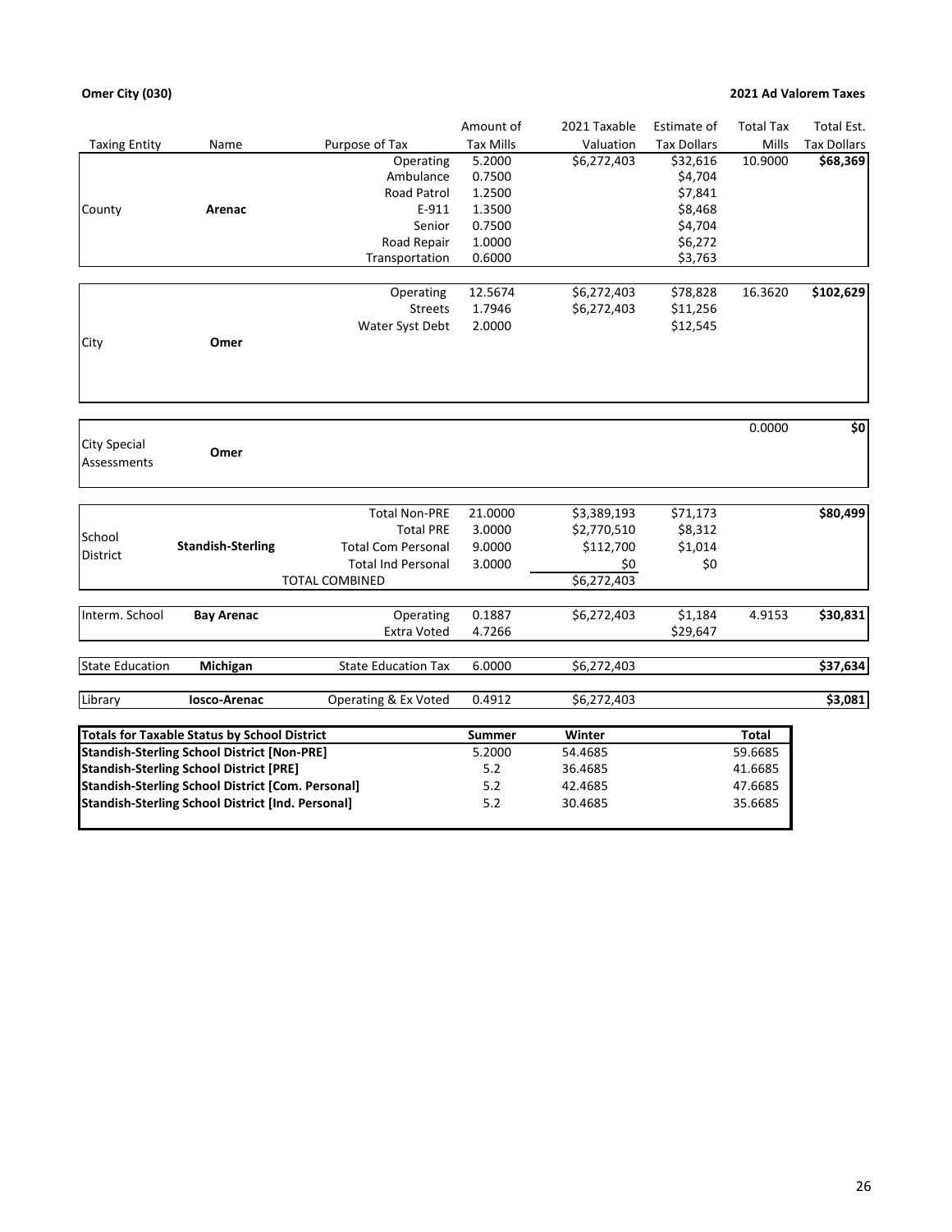**Omer City (030)** **2021 Ad Valorem Taxes**

| Taxing Entity | Name | Purpose of Tax | Amount of Tax Mills | 2021 Taxable Valuation | Estimate of Tax Dollars | Total Tax Mills | Total Est. Tax Dollars |
|---|---|---|---|---|---|---|---|
| County | **Arenac** | Operating | 5.2000 | $6,272,403 | $32,616 | 10.9000 | **$68,369** |
| | | Ambulance | 0.7500 | | $4,704 | | |
| | | Road Patrol | 1.2500 | | $7,841 | | |
| | | E-911 | 1.3500 | | $8,468 | | |
| | | Senior | 0.7500 | | $4,704 | | |
| | | Road Repair | 1.0000 | | $6,272 | | |
| | | Transportation | 0.6000 | | $3,763 | | |
| City | **Omer** | Operating | 12.5674 | $6,272,403 | $78,828 | 16.3620 | **$102,629** |
| | | Streets | 1.7946 | $6,272,403 | $11,256 | | |
| | | Water Syst Debt | 2.0000 | | $12,545 | | |
| City Special Assessments | **Omer** | | | | | 0.0000 | **$0** |
| School District | **Standish-Sterling** | Total Non-PRE | 21.0000 | $3,389,193 | $71,173 | | **$80,499** |
| | | Total PRE | 3.0000 | $2,770,510 | $8,312 | | |
| | | Total Com Personal | 9.0000 | $112,700 | $1,014 | | |
| | | Total Ind Personal | 3.0000 | $0 | $0 | | |
| | | TOTAL COMBINED | | $6,272,403 | | | |
| Interm. School | **Bay Arenac** | Operating | 0.1887 | $6,272,403 | $1,184 | 4.9153 | **$30,831** |
| | | Extra Voted | 4.7266 | | $29,647 | | |
| State Education | **Michigan** | State Education Tax | 6.0000 | $6,272,403 | | | **$37,634** |
| Library | **Iosco-Arenac** | Operating & Ex Voted | 0.4912 | $6,272,403 | | | **$3,081** |

| **Totals for Taxable Status by School District** | **Summer** | **Winter** | **Total** |
|---|---|---|---|
| **Standish-Sterling School District [Non-PRE]** | 5.2000 | 54.4685 | 59.6685 |
| **Standish-Sterling School District [PRE]** | 5.2 | 36.4685 | 41.6685 |
| **Standish-Sterling School District [Com. Personal]** | 5.2 | 42.4685 | 47.6685 |
| **Standish-Sterling School District [Ind. Personal]** | 5.2 | 30.4685 | 35.6685 |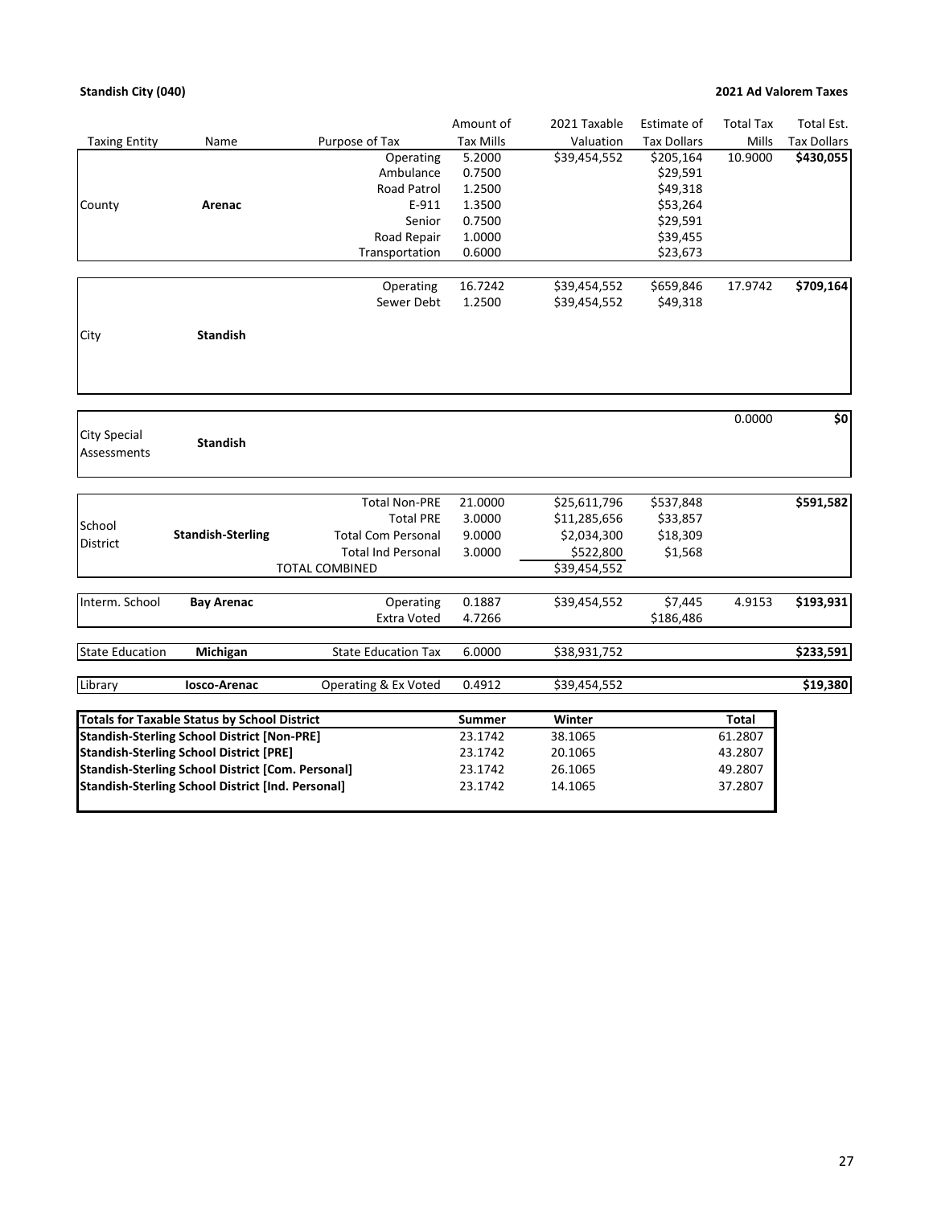**Standish City (040)**

**2021 Ad Valorem Taxes**

| Taxing Entity | Name | Purpose of Tax | Amount of Tax Mills | 2021 Taxable Valuation | Estimate of Tax Dollars | Total Tax Mills | Total Est. Tax Dollars |
|---|---|---|---|---|---|---|---|
| County | **Arenac** | Operating | 5.2000 | $39,454,552 | $205,164 | 10.9000 | **$430,055** |
| | | Ambulance | 0.7500 | | $29,591 | | |
| | | Road Patrol | 1.2500 | | $49,318 | | |
| | | E-911 | 1.3500 | | $53,264 | | |
| | | Senior | 0.7500 | | $29,591 | | |
| | | Road Repair | 1.0000 | | $39,455 | | |
| | | Transportation | 0.6000 | | $23,673 | | |
| City | **Standish** | Operating | 16.7242 | $39,454,552 | $659,846 | 17.9742 | **$709,164** |
| | | Sewer Debt | 1.2500 | $39,454,552 | $49,318 | | |
| City Special Assessments | **Standish** | | | | | 0.0000 | **$0** |
| School District | **Standish-Sterling** | Total Non-PRE | 21.0000 | $25,611,796 | $537,848 | | **$591,582** |
| | | Total PRE | 3.0000 | $11,285,656 | $33,857 | | |
| | | Total Com Personal | 9.0000 | $2,034,300 | $18,309 | | |
| | | Total Ind Personal | 3.0000 | $522,800 | $1,568 | | |
| | | TOTAL COMBINED | | $39,454,552 | | | |
| Interm. School | **Bay Arenac** | Operating | 0.1887 | $39,454,552 | $7,445 | 4.9153 | **$193,931** |
| | | Extra Voted | 4.7266 | | $186,486 | | |
| State Education | **Michigan** | State Education Tax | 6.0000 | $38,931,752 | | | **$233,591** |
| Library | **Iosco-Arenac** | Operating & Ex Voted | 0.4912 | $39,454,552 | | | **$19,380** |

| **Totals for Taxable Status by School District** | **Summer** | **Winter** | **Total** |
|---|---|---|---|
| **Standish-Sterling School District [Non-PRE]** | 23.1742 | 38.1065 | 61.2807 |
| **Standish-Sterling School District [PRE]** | 23.1742 | 20.1065 | 43.2807 |
| **Standish-Sterling School District [Com. Personal]** | 23.1742 | 26.1065 | 49.2807 |
| **Standish-Sterling School District [Ind. Personal]** | 23.1742 | 14.1065 | 37.2807 |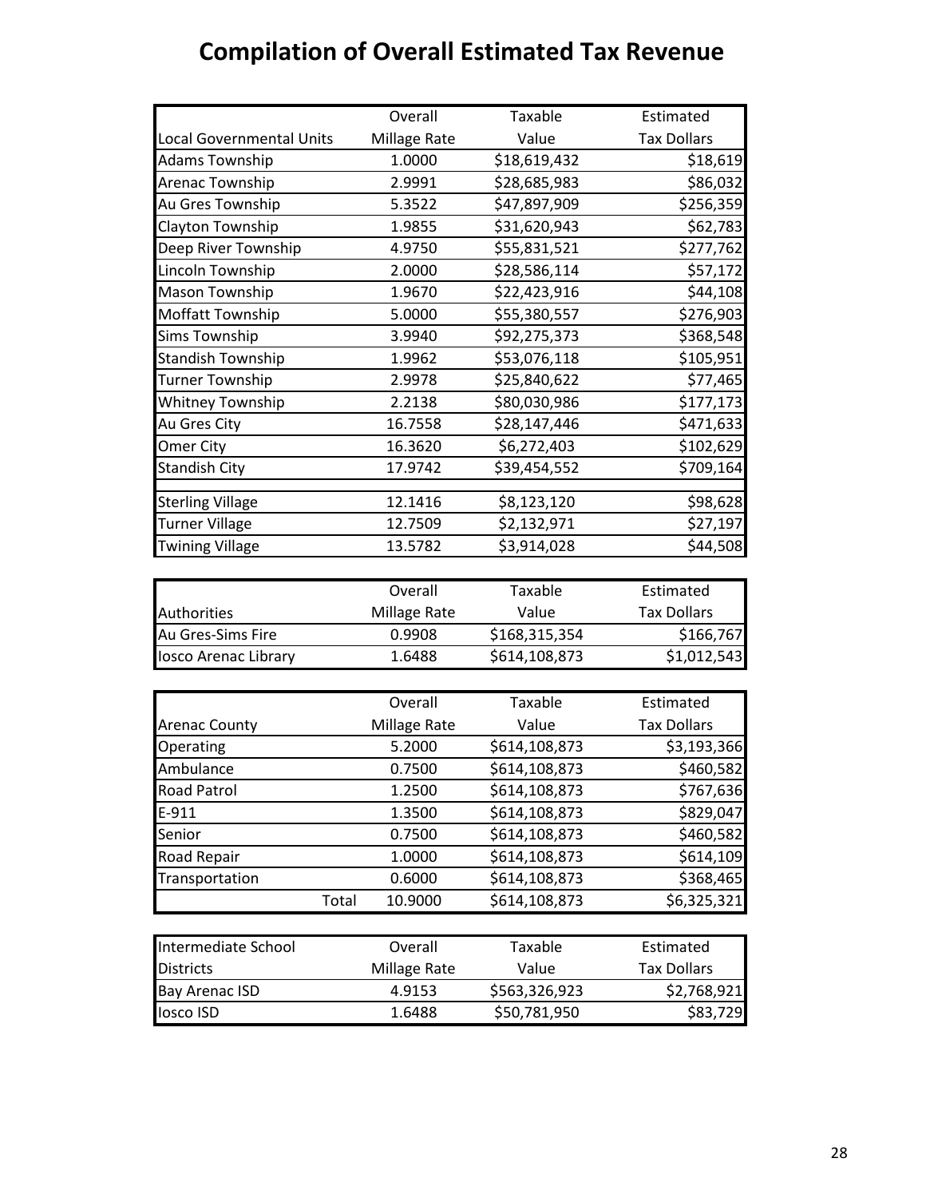# Compilation of Overall Estimated Tax Revenue

| Local Governmental Units | Overall Millage Rate | Taxable Value | Estimated Tax Dollars |
|---|---|---|---|
| Adams Township | 1.0000 | $18,619,432 | $18,619 |
| Arenac Township | 2.9991 | $28,685,983 | $86,032 |
| Au Gres Township | 5.3522 | $47,897,909 | $256,359 |
| Clayton Township | 1.9855 | $31,620,943 | $62,783 |
| Deep River Township | 4.9750 | $55,831,521 | $277,762 |
| Lincoln Township | 2.0000 | $28,586,114 | $57,172 |
| Mason Township | 1.9670 | $22,423,916 | $44,108 |
| Moffatt Township | 5.0000 | $55,380,557 | $276,903 |
| Sims Township | 3.9940 | $92,275,373 | $368,548 |
| Standish Township | 1.9962 | $53,076,118 | $105,951 |
| Turner Township | 2.9978 | $25,840,622 | $77,465 |
| Whitney Township | 2.2138 | $80,030,986 | $177,173 |
| Au Gres City | 16.7558 | $28,147,446 | $471,633 |
| Omer City | 16.3620 | $6,272,403 | $102,629 |
| Standish City | 17.9742 | $39,454,552 | $709,164 |
| | | | |
| Sterling Village | 12.1416 | $8,123,120 | $98,628 |
| Turner Village | 12.7509 | $2,132,971 | $27,197 |
| Twining Village | 13.5782 | $3,914,028 | $44,508 |

| Authorities | Overall Millage Rate | Taxable Value | Estimated Tax Dollars |
|---|---|---|---|
| Au Gres-Sims Fire | 0.9908 | $168,315,354 | $166,767 |
| Iosco Arenac Library | 1.6488 | $614,108,873 | $1,012,543 |

| Arenac County | | Overall Millage Rate | Taxable Value | Estimated Tax Dollars |
|---|---|---|---|---|
| Operating | | 5.2000 | $614,108,873 | $3,193,366 |
| Ambulance | | 0.7500 | $614,108,873 | $460,582 |
| Road Patrol | | 1.2500 | $614,108,873 | $767,636 |
| E-911 | | 1.3500 | $614,108,873 | $829,047 |
| Senior | | 0.7500 | $614,108,873 | $460,582 |
| Road Repair | | 1.0000 | $614,108,873 | $614,109 |
| Transportation | | 0.6000 | $614,108,873 | $368,465 |
| | Total | 10.9000 | $614,108,873 | $6,325,321 |

| Intermediate School Districts | Overall Millage Rate | Taxable Value | Estimated Tax Dollars |
|---|---|---|---|
| Bay Arenac ISD | 4.9153 | $563,326,923 | $2,768,921 |
| Iosco ISD | 1.6488 | $50,781,950 | $83,729 |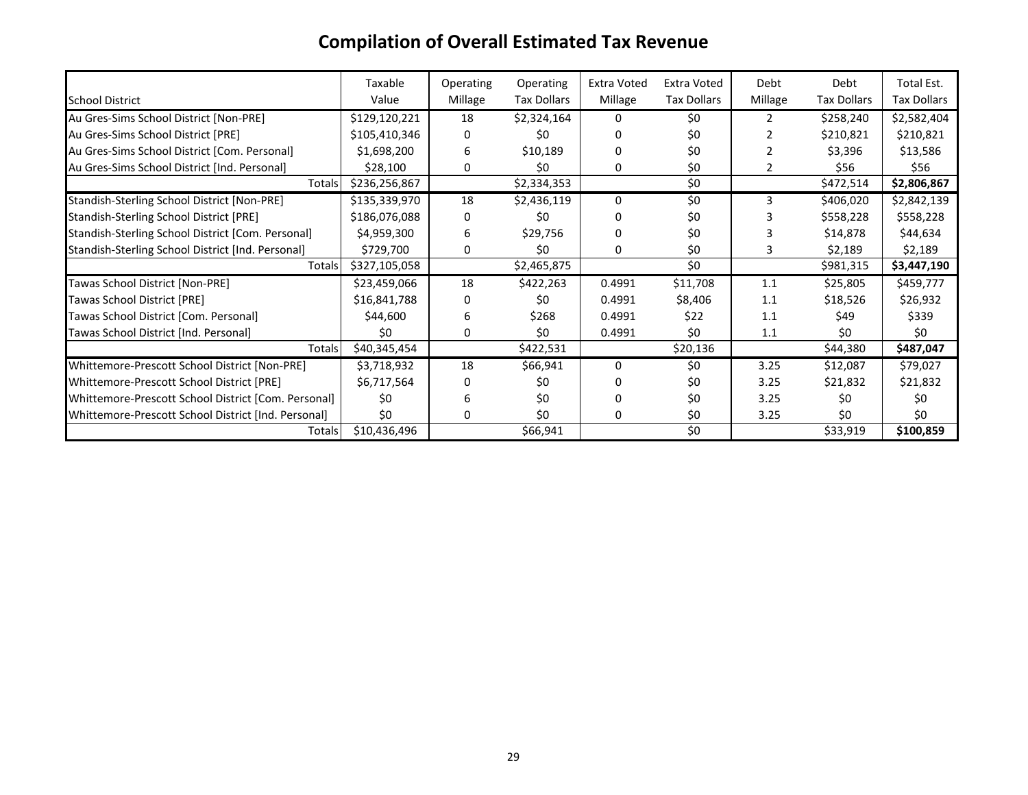# Compilation of Overall Estimated Tax Revenue

| School District | Taxable Value | Operating Millage | Operating Tax Dollars | Extra Voted Millage | Extra Voted Tax Dollars | Debt Millage | Debt Tax Dollars | Total Est. Tax Dollars |
|---|---|---|---|---|---|---|---|---|
| Au Gres-Sims School District [Non-PRE] | $129,120,221 | 18 | $2,324,164 | 0 | $0 | 2 | $258,240 | $2,582,404 |
| Au Gres-Sims School District [PRE] | $105,410,346 | 0 | $0 | 0 | $0 | 2 | $210,821 | $210,821 |
| Au Gres-Sims School District [Com. Personal] | $1,698,200 | 6 | $10,189 | 0 | $0 | 2 | $3,396 | $13,586 |
| Au Gres-Sims School District [Ind. Personal] | $28,100 | 0 | $0 | 0 | $0 | 2 | $56 | $56 |
| Totals | $236,256,867 | | $2,334,353 | | $0 | | $472,514 | **$2,806,867** |
| Standish-Sterling School District [Non-PRE] | $135,339,970 | 18 | $2,436,119 | 0 | $0 | 3 | $406,020 | $2,842,139 |
| Standish-Sterling School District [PRE] | $186,076,088 | 0 | $0 | 0 | $0 | 3 | $558,228 | $558,228 |
| Standish-Sterling School District [Com. Personal] | $4,959,300 | 6 | $29,756 | 0 | $0 | 3 | $14,878 | $44,634 |
| Standish-Sterling School District [Ind. Personal] | $729,700 | 0 | $0 | 0 | $0 | 3 | $2,189 | $2,189 |
| Totals | $327,105,058 | | $2,465,875 | | $0 | | $981,315 | **$3,447,190** |
| Tawas School District [Non-PRE] | $23,459,066 | 18 | $422,263 | 0.4991 | $11,708 | 1.1 | $25,805 | $459,777 |
| Tawas School District [PRE] | $16,841,788 | 0 | $0 | 0.4991 | $8,406 | 1.1 | $18,526 | $26,932 |
| Tawas School District [Com. Personal] | $44,600 | 6 | $268 | 0.4991 | $22 | 1.1 | $49 | $339 |
| Tawas School District [Ind. Personal] | $0 | 0 | $0 | 0.4991 | $0 | 1.1 | $0 | $0 |
| Totals | $40,345,454 | | $422,531 | | $20,136 | | $44,380 | **$487,047** |
| Whittemore-Prescott School District [Non-PRE] | $3,718,932 | 18 | $66,941 | 0 | $0 | 3.25 | $12,087 | $79,027 |
| Whittemore-Prescott School District [PRE] | $6,717,564 | 0 | $0 | 0 | $0 | 3.25 | $21,832 | $21,832 |
| Whittemore-Prescott School District [Com. Personal] | $0 | 6 | $0 | 0 | $0 | 3.25 | $0 | $0 |
| Whittemore-Prescott School District [Ind. Personal] | $0 | 0 | $0 | 0 | $0 | 3.25 | $0 | $0 |
| Totals | $10,436,496 | | $66,941 | | $0 | | $33,919 | **$100,859** |